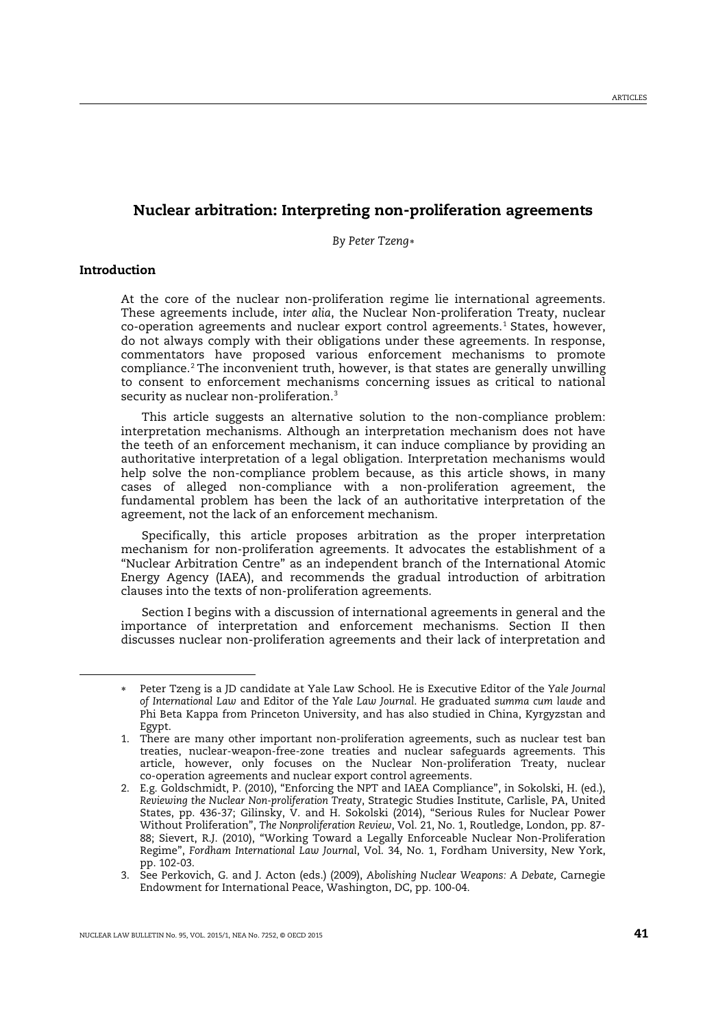# Nuclear arbitration: Interpreting non-proliferation agreements

*By Peter Tzeng*[∗]

## Introduction

At the core of the nuclear non-proliferation regime lie international agreements. These agreements include, *inter alia*, the Nuclear Non-proliferation Treaty, nuclear co-operation agreements and nuclear export control agreements.[1] States, however, do not always comply with their obligations under these agreements. In response, commentators have proposed various enforcement mechanisms to promote compliance.[2] The inconvenient truth, however, is that states are generally unwilling to consent to enforcement mechanisms concerning issues as critical to national security as nuclear non-proliferation.[3]

This article suggests an alternative solution to the non-compliance problem: interpretation mechanisms. Although an interpretation mechanism does not have the teeth of an enforcement mechanism, it can induce compliance by providing an authoritative interpretation of a legal obligation. Interpretation mechanisms would help solve the non-compliance problem because, as this article shows, in many cases of alleged non-compliance with a non-proliferation agreement, the fundamental problem has been the lack of an authoritative interpretation of the agreement, not the lack of an enforcement mechanism.

Specifically, this article proposes arbitration as the proper interpretation mechanism for non-proliferation agreements. It advocates the establishment of a "Nuclear Arbitration Centre" as an independent branch of the International Atomic Energy Agency (IAEA), and recommends the gradual introduction of arbitration clauses into the texts of non-proliferation agreements.

Section I begins with a discussion of international agreements in general and the importance of interpretation and enforcement mechanisms. Section II then discusses nuclear non-proliferation agreements and their lack of interpretation and

---

∗ Peter Tzeng is a JD candidate at Yale Law School. He is Executive Editor of the *Yale Journal of International Law* and Editor of the *Yale Law Journal*. He graduated *summa cum laude* and Phi Beta Kappa from Princeton University, and has also studied in China, Kyrgyzstan and Egypt.

1. There are many other important non-proliferation agreements, such as nuclear test ban treaties, nuclear-weapon-free-zone treaties and nuclear safeguards agreements. This article, however, only focuses on the Nuclear Non-proliferation Treaty, nuclear co-operation agreements and nuclear export control agreements.

2. E.g. Goldschmidt, P. (2010), "Enforcing the NPT and IAEA Compliance", in Sokolski, H. (ed.), *Reviewing the Nuclear Non-proliferation Treaty*, Strategic Studies Institute, Carlisle, PA, United States, pp. 436-37; Gilinsky, V. and H. Sokolski (2014), "Serious Rules for Nuclear Power Without Proliferation", *The Nonproliferation Review*, Vol. 21, No. 1, Routledge, London, pp. 87-88; Sievert, R.J. (2010), "Working Toward a Legally Enforceable Nuclear Non-Proliferation Regime", *Fordham International Law Journal*, Vol. 34, No. 1, Fordham University, New York, pp. 102-03.

3. See Perkovich, G. and J. Acton (eds.) (2009), *Abolishing Nuclear Weapons: A Debate,* Carnegie Endowment for International Peace, Washington, DC, pp. 100-04.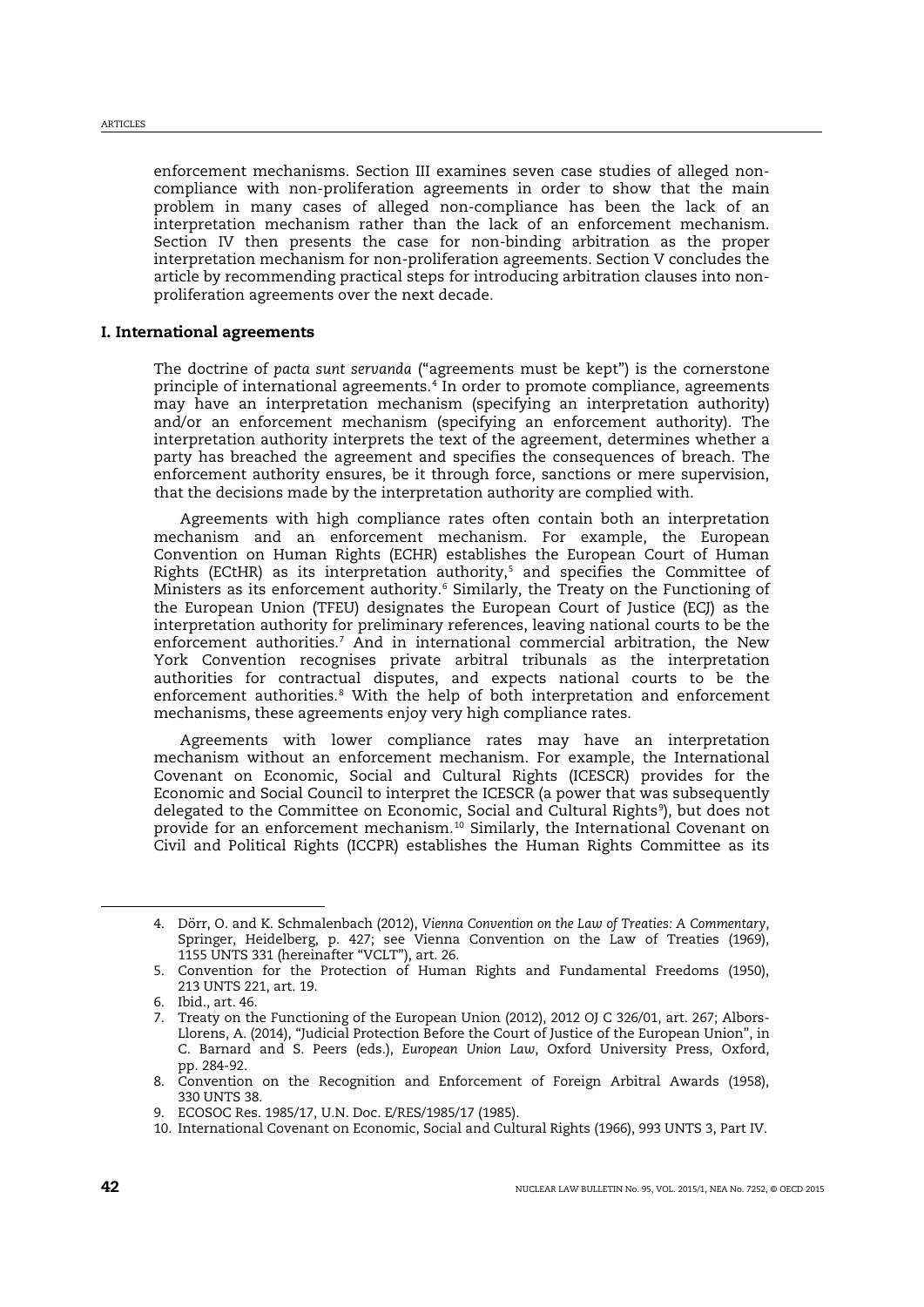enforcement mechanisms. Section III examines seven case studies of alleged non-compliance with non-proliferation agreements in order to show that the main problem in many cases of alleged non-compliance has been the lack of an interpretation mechanism rather than the lack of an enforcement mechanism. Section IV then presents the case for non-binding arbitration as the proper interpretation mechanism for non-proliferation agreements. Section V concludes the article by recommending practical steps for introducing arbitration clauses into non-proliferation agreements over the next decade.

## I. International agreements

The doctrine of *pacta sunt servanda* ("agreements must be kept") is the cornerstone principle of international agreements.[4] In order to promote compliance, agreements may have an interpretation mechanism (specifying an interpretation authority) and/or an enforcement mechanism (specifying an enforcement authority). The interpretation authority interprets the text of the agreement, determines whether a party has breached the agreement and specifies the consequences of breach. The enforcement authority ensures, be it through force, sanctions or mere supervision, that the decisions made by the interpretation authority are complied with.

Agreements with high compliance rates often contain both an interpretation mechanism and an enforcement mechanism. For example, the European Convention on Human Rights (ECHR) establishes the European Court of Human Rights (ECtHR) as its interpretation authority,[5] and specifies the Committee of Ministers as its enforcement authority.[6] Similarly, the Treaty on the Functioning of the European Union (TFEU) designates the European Court of Justice (ECJ) as the interpretation authority for preliminary references, leaving national courts to be the enforcement authorities.[7] And in international commercial arbitration, the New York Convention recognises private arbitral tribunals as the interpretation authorities for contractual disputes, and expects national courts to be the enforcement authorities.[8] With the help of both interpretation and enforcement mechanisms, these agreements enjoy very high compliance rates.

Agreements with lower compliance rates may have an interpretation mechanism without an enforcement mechanism. For example, the International Covenant on Economic, Social and Cultural Rights (ICESCR) provides for the Economic and Social Council to interpret the ICESCR (a power that was subsequently delegated to the Committee on Economic, Social and Cultural Rights[9]), but does not provide for an enforcement mechanism.[10] Similarly, the International Covenant on Civil and Political Rights (ICCPR) establishes the Human Rights Committee as its

---

4. Dörr, O. and K. Schmalenbach (2012), *Vienna Convention on the Law of Treaties: A Commentary*, Springer, Heidelberg, p. 427; see Vienna Convention on the Law of Treaties (1969), 1155 UNTS 331 (hereinafter "VCLT"), art. 26.
5. Convention for the Protection of Human Rights and Fundamental Freedoms (1950), 213 UNTS 221, art. 19.
6. Ibid., art. 46.
7. Treaty on the Functioning of the European Union (2012), 2012 OJ C 326/01, art. 267; Albors-Llorens, A. (2014), "Judicial Protection Before the Court of Justice of the European Union", in C. Barnard and S. Peers (eds.), *European Union Law*, Oxford University Press, Oxford, pp. 284-92.
8. Convention on the Recognition and Enforcement of Foreign Arbitral Awards (1958), 330 UNTS 38.
9. ECOSOC Res. 1985/17, U.N. Doc. E/RES/1985/17 (1985).
10. International Covenant on Economic, Social and Cultural Rights (1966), 993 UNTS 3, Part IV.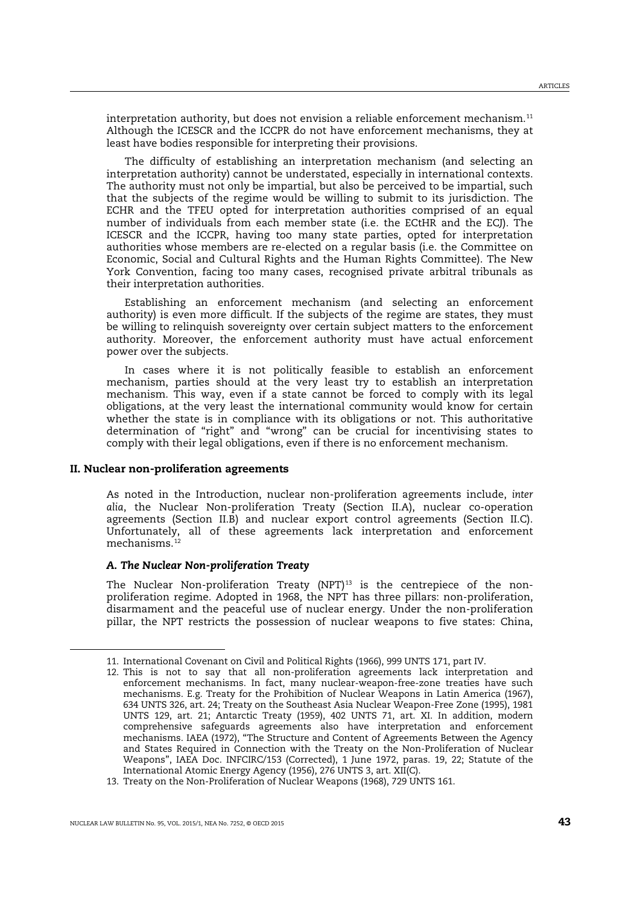interpretation authority, but does not envision a reliable enforcement mechanism.[11] Although the ICESCR and the ICCPR do not have enforcement mechanisms, they at least have bodies responsible for interpreting their provisions.

The difficulty of establishing an interpretation mechanism (and selecting an interpretation authority) cannot be understated, especially in international contexts. The authority must not only be impartial, but also be perceived to be impartial, such that the subjects of the regime would be willing to submit to its jurisdiction. The ECHR and the TFEU opted for interpretation authorities comprised of an equal number of individuals from each member state (i.e. the ECtHR and the ECJ). The ICESCR and the ICCPR, having too many state parties, opted for interpretation authorities whose members are re-elected on a regular basis (i.e. the Committee on Economic, Social and Cultural Rights and the Human Rights Committee). The New York Convention, facing too many cases, recognised private arbitral tribunals as their interpretation authorities.

Establishing an enforcement mechanism (and selecting an enforcement authority) is even more difficult. If the subjects of the regime are states, they must be willing to relinquish sovereignty over certain subject matters to the enforcement authority. Moreover, the enforcement authority must have actual enforcement power over the subjects.

In cases where it is not politically feasible to establish an enforcement mechanism, parties should at the very least try to establish an interpretation mechanism. This way, even if a state cannot be forced to comply with its legal obligations, at the very least the international community would know for certain whether the state is in compliance with its obligations or not. This authoritative determination of "right" and "wrong" can be crucial for incentivising states to comply with their legal obligations, even if there is no enforcement mechanism.

## II. Nuclear non-proliferation agreements

As noted in the Introduction, nuclear non-proliferation agreements include, *inter alia*, the Nuclear Non-proliferation Treaty (Section II.A), nuclear co-operation agreements (Section II.B) and nuclear export control agreements (Section II.C). Unfortunately, all of these agreements lack interpretation and enforcement mechanisms.[12]

### *A. The Nuclear Non-proliferation Treaty*

The Nuclear Non-proliferation Treaty (NPT)[13] is the centrepiece of the non-proliferation regime. Adopted in 1968, the NPT has three pillars: non-proliferation, disarmament and the peaceful use of nuclear energy. Under the non-proliferation pillar, the NPT restricts the possession of nuclear weapons to five states: China,

---

11. International Covenant on Civil and Political Rights (1966), 999 UNTS 171, part IV.
12. This is not to say that all non-proliferation agreements lack interpretation and enforcement mechanisms. In fact, many nuclear-weapon-free-zone treaties have such mechanisms. E.g. Treaty for the Prohibition of Nuclear Weapons in Latin America (1967), 634 UNTS 326, art. 24; Treaty on the Southeast Asia Nuclear Weapon-Free Zone (1995), 1981 UNTS 129, art. 21; Antarctic Treaty (1959), 402 UNTS 71, art. XI. In addition, modern comprehensive safeguards agreements also have interpretation and enforcement mechanisms. IAEA (1972), "The Structure and Content of Agreements Between the Agency and States Required in Connection with the Treaty on the Non-Proliferation of Nuclear Weapons", IAEA Doc. INFCIRC/153 (Corrected), 1 June 1972, paras. 19, 22; Statute of the International Atomic Energy Agency (1956), 276 UNTS 3, art. XII(C).
13. Treaty on the Non-Proliferation of Nuclear Weapons (1968), 729 UNTS 161.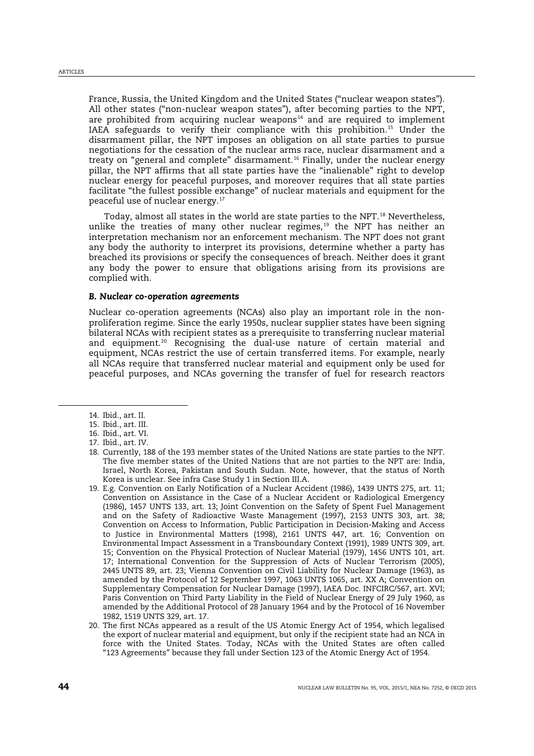France, Russia, the United Kingdom and the United States ("nuclear weapon states"). All other states ("non-nuclear weapon states"), after becoming parties to the NPT, are prohibited from acquiring nuclear weapons[14] and are required to implement IAEA safeguards to verify their compliance with this prohibition.[15] Under the disarmament pillar, the NPT imposes an obligation on all state parties to pursue negotiations for the cessation of the nuclear arms race, nuclear disarmament and a treaty on "general and complete" disarmament.[16] Finally, under the nuclear energy pillar, the NPT affirms that all state parties have the "inalienable" right to develop nuclear energy for peaceful purposes, and moreover requires that all state parties facilitate "the fullest possible exchange" of nuclear materials and equipment for the peaceful use of nuclear energy.[17]

Today, almost all states in the world are state parties to the NPT.[18] Nevertheless, unlike the treaties of many other nuclear regimes,[19] the NPT has neither an interpretation mechanism nor an enforcement mechanism. The NPT does not grant any body the authority to interpret its provisions, determine whether a party has breached its provisions or specify the consequences of breach. Neither does it grant any body the power to ensure that obligations arising from its provisions are complied with.

### *B. Nuclear co-operation agreements*

Nuclear co-operation agreements (NCAs) also play an important role in the non-proliferation regime. Since the early 1950s, nuclear supplier states have been signing bilateral NCAs with recipient states as a prerequisite to transferring nuclear material and equipment.[20] Recognising the dual-use nature of certain material and equipment, NCAs restrict the use of certain transferred items. For example, nearly all NCAs require that transferred nuclear material and equipment only be used for peaceful purposes, and NCAs governing the transfer of fuel for research reactors

---

14. Ibid., art. II.
15. Ibid., art. III.
16. Ibid., art. VI.
17. Ibid., art. IV.
18. Currently, 188 of the 193 member states of the United Nations are state parties to the NPT. The five member states of the United Nations that are not parties to the NPT are: India, Israel, North Korea, Pakistan and South Sudan. Note, however, that the status of North Korea is unclear. See infra Case Study 1 in Section III.A.
19. E.g. Convention on Early Notification of a Nuclear Accident (1986), 1439 UNTS 275, art. 11; Convention on Assistance in the Case of a Nuclear Accident or Radiological Emergency (1986), 1457 UNTS 133, art. 13; Joint Convention on the Safety of Spent Fuel Management and on the Safety of Radioactive Waste Management (1997), 2153 UNTS 303, art. 38; Convention on Access to Information, Public Participation in Decision-Making and Access to Justice in Environmental Matters (1998), 2161 UNTS 447, art. 16; Convention on Environmental Impact Assessment in a Transboundary Context (1991), 1989 UNTS 309, art. 15; Convention on the Physical Protection of Nuclear Material (1979), 1456 UNTS 101, art. 17; International Convention for the Suppression of Acts of Nuclear Terrorism (2005), 2445 UNTS 89, art. 23; Vienna Convention on Civil Liability for Nuclear Damage (1963), as amended by the Protocol of 12 September 1997, 1063 UNTS 1065, art. XX A; Convention on Supplementary Compensation for Nuclear Damage (1997), IAEA Doc. INFCIRC/567, art. XVI; Paris Convention on Third Party Liability in the Field of Nuclear Energy of 29 July 1960, as amended by the Additional Protocol of 28 January 1964 and by the Protocol of 16 November 1982, 1519 UNTS 329, art. 17.
20. The first NCAs appeared as a result of the US Atomic Energy Act of 1954, which legalised the export of nuclear material and equipment, but only if the recipient state had an NCA in force with the United States. Today, NCAs with the United States are often called "123 Agreements" because they fall under Section 123 of the Atomic Energy Act of 1954.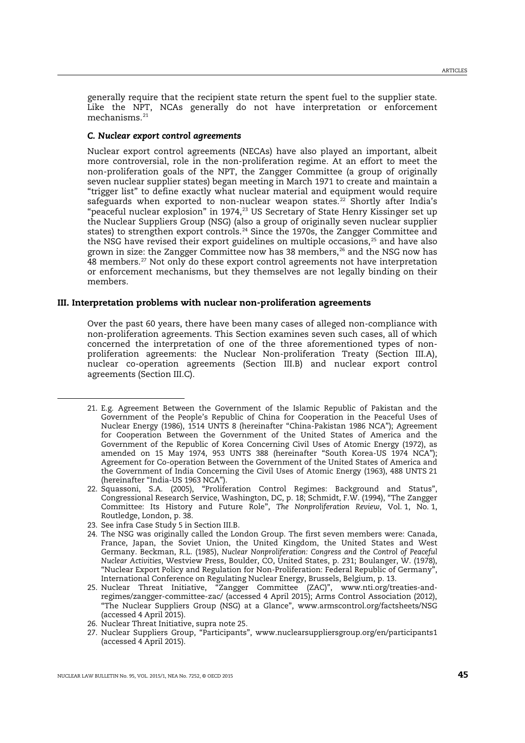generally require that the recipient state return the spent fuel to the supplier state. Like the NPT, NCAs generally do not have interpretation or enforcement mechanisms.[21]

### *C. Nuclear export control agreements*

Nuclear export control agreements (NECAs) have also played an important, albeit more controversial, role in the non-proliferation regime. At an effort to meet the non-proliferation goals of the NPT, the Zangger Committee (a group of originally seven nuclear supplier states) began meeting in March 1971 to create and maintain a "trigger list" to define exactly what nuclear material and equipment would require safeguards when exported to non-nuclear weapon states.[22] Shortly after India's "peaceful nuclear explosion" in 1974,[23] US Secretary of State Henry Kissinger set up the Nuclear Suppliers Group (NSG) (also a group of originally seven nuclear supplier states) to strengthen export controls.[24] Since the 1970s, the Zangger Committee and the NSG have revised their export guidelines on multiple occasions,[25] and have also grown in size: the Zangger Committee now has 38 members,[26] and the NSG now has 48 members.[27] Not only do these export control agreements not have interpretation or enforcement mechanisms, but they themselves are not legally binding on their members.

## III. Interpretation problems with nuclear non-proliferation agreements

Over the past 60 years, there have been many cases of alleged non-compliance with non-proliferation agreements. This Section examines seven such cases, all of which concerned the interpretation of one of the three aforementioned types of non-proliferation agreements: the Nuclear Non-proliferation Treaty (Section III.A), nuclear co-operation agreements (Section III.B) and nuclear export control agreements (Section III.C).

---

21. E.g. Agreement Between the Government of the Islamic Republic of Pakistan and the Government of the People's Republic of China for Cooperation in the Peaceful Uses of Nuclear Energy (1986), 1514 UNTS 8 (hereinafter "China-Pakistan 1986 NCA"); Agreement for Cooperation Between the Government of the United States of America and the Government of the Republic of Korea Concerning Civil Uses of Atomic Energy (1972), as amended on 15 May 1974, 953 UNTS 388 (hereinafter "South Korea-US 1974 NCA"); Agreement for Co-operation Between the Government of the United States of America and the Government of India Concerning the Civil Uses of Atomic Energy (1963), 488 UNTS 21 (hereinafter "India-US 1963 NCA").
22. Squassoni, S.A. (2005), "Proliferation Control Regimes: Background and Status", Congressional Research Service, Washington, DC, p. 18; Schmidt, F.W. (1994), "The Zangger Committee: Its History and Future Role", *The Nonproliferation Review*, Vol. 1, No. 1, Routledge, London, p. 38.
23. See infra Case Study 5 in Section III.B.
24. The NSG was originally called the London Group. The first seven members were: Canada, France, Japan, the Soviet Union, the United Kingdom, the United States and West Germany. Beckman, R.L. (1985), *Nuclear Nonproliferation: Congress and the Control of Peaceful Nuclear Activities*, Westview Press, Boulder, CO, United States, p. 231; Boulanger, W. (1978), "Nuclear Export Policy and Regulation for Non-Proliferation: Federal Republic of Germany", International Conference on Regulating Nuclear Energy, Brussels, Belgium, p. 13.
25. Nuclear Threat Initiative, "Zangger Committee (ZAC)", www.nti.org/treaties-and-regimes/zangger-committee-zac/ (accessed 4 April 2015); Arms Control Association (2012), "The Nuclear Suppliers Group (NSG) at a Glance", www.armscontrol.org/factsheets/NSG (accessed 4 April 2015).
26. Nuclear Threat Initiative, supra note 25.
27. Nuclear Suppliers Group, "Participants", www.nuclearsuppliersgroup.org/en/participants1 (accessed 4 April 2015).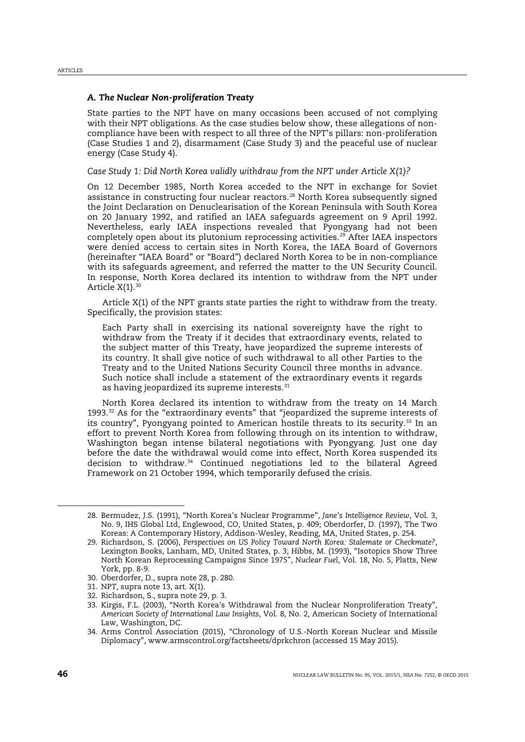### *A. The Nuclear Non-proliferation Treaty*

State parties to the NPT have on many occasions been accused of not complying with their NPT obligations. As the case studies below show, these allegations of non-compliance have been with respect to all three of the NPT's pillars: non-proliferation (Case Studies 1 and 2), disarmament (Case Study 3) and the peaceful use of nuclear energy (Case Study 4).

*Case Study 1: Did North Korea validly withdraw from the NPT under Article X(1)?*

On 12 December 1985, North Korea acceded to the NPT in exchange for Soviet assistance in constructing four nuclear reactors.[28] North Korea subsequently signed the Joint Declaration on Denuclearisation of the Korean Peninsula with South Korea on 20 January 1992, and ratified an IAEA safeguards agreement on 9 April 1992. Nevertheless, early IAEA inspections revealed that Pyongyang had not been completely open about its plutonium reprocessing activities.[29] After IAEA inspectors were denied access to certain sites in North Korea, the IAEA Board of Governors (hereinafter "IAEA Board" or "Board") declared North Korea to be in non-compliance with its safeguards agreement, and referred the matter to the UN Security Council. In response, North Korea declared its intention to withdraw from the NPT under Article X(1).[30]

Article X(1) of the NPT grants state parties the right to withdraw from the treaty. Specifically, the provision states:

> Each Party shall in exercising its national sovereignty have the right to withdraw from the Treaty if it decides that extraordinary events, related to the subject matter of this Treaty, have jeopardized the supreme interests of its country. It shall give notice of such withdrawal to all other Parties to the Treaty and to the United Nations Security Council three months in advance. Such notice shall include a statement of the extraordinary events it regards as having jeopardized its supreme interests.[31]

North Korea declared its intention to withdraw from the treaty on 14 March 1993.[32] As for the "extraordinary events" that "jeopardized the supreme interests of its country", Pyongyang pointed to American hostile threats to its security.[33] In an effort to prevent North Korea from following through on its intention to withdraw, Washington began intense bilateral negotiations with Pyongyang. Just one day before the date the withdrawal would come into effect, North Korea suspended its decision to withdraw.[34] Continued negotiations led to the bilateral Agreed Framework on 21 October 1994, which temporarily defused the crisis.

---

28. Bermudez, J.S. (1991), "North Korea's Nuclear Programme", *Jane's Intelligence Review*, Vol. 3, No. 9, IHS Global Ltd, Englewood, CO, United States, p. 409; Oberdorfer, D. (1997), The Two Koreas: A Contemporary History, Addison-Wesley, Reading, MA, United States, p. 254.
29. Richardson, S. (2006), *Perspectives on US Policy Toward North Korea: Stalemate or Checkmate?*, Lexington Books, Lanham, MD, United States, p. 3; Hibbs, M. (1993), "Isotopics Show Three North Korean Reprocessing Campaigns Since 1975", *Nuclear Fuel*, Vol. 18, No. 5, Platts, New York, pp. 8-9.
30. Oberdorfer, D., supra note 28, p. 280.
31. NPT, supra note 13, art. X(1).
32. Richardson, S., supra note 29, p. 3.
33. Kirgis, F.L. (2003), "North Korea's Withdrawal from the Nuclear Nonproliferation Treaty", *American Society of International Law Insights*, Vol. 8, No. 2, American Society of International Law, Washington, DC.
34. Arms Control Association (2015), "Chronology of U.S.-North Korean Nuclear and Missile Diplomacy", www.armscontrol.org/factsheets/dprkchron (accessed 15 May 2015).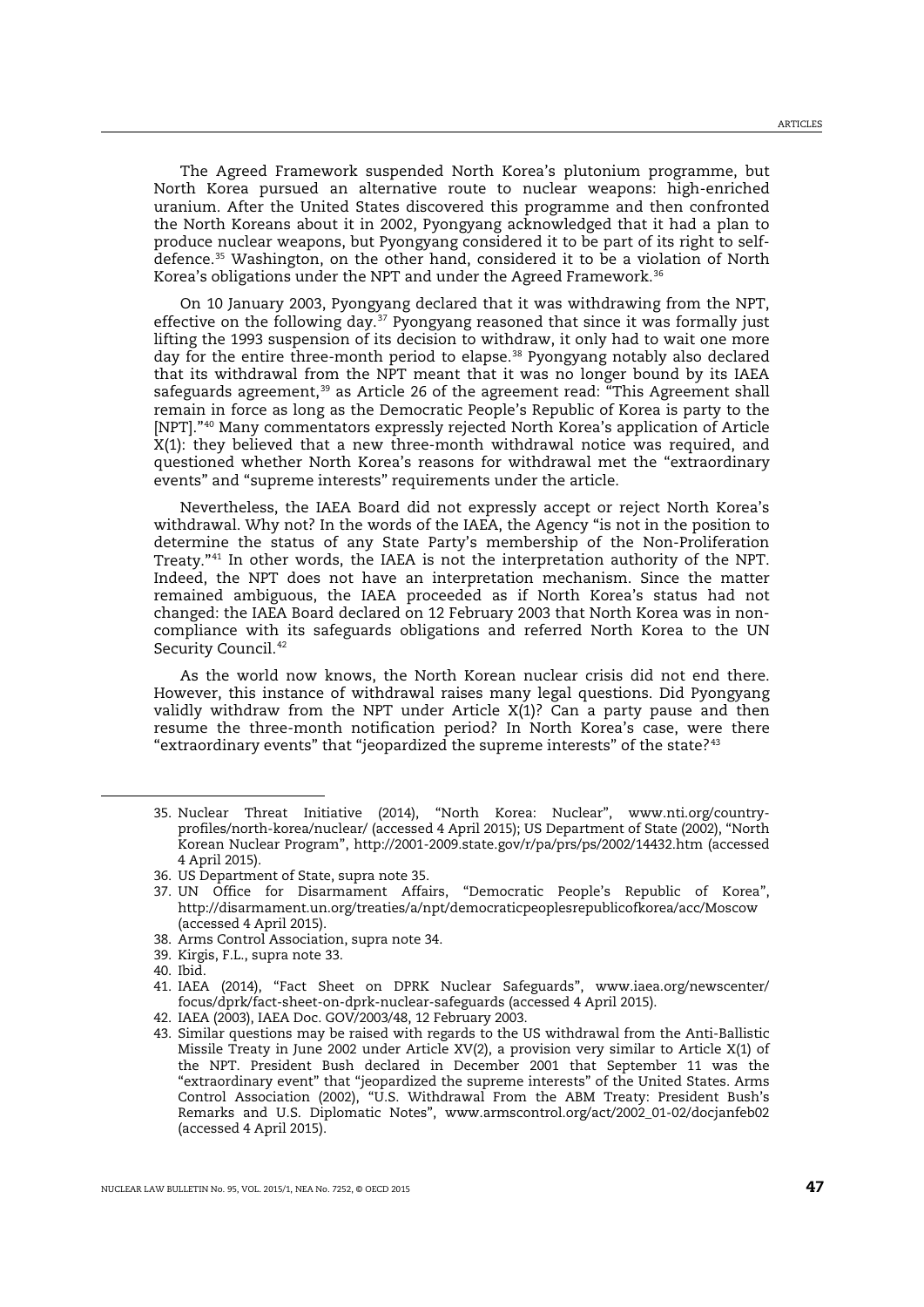The Agreed Framework suspended North Korea's plutonium programme, but North Korea pursued an alternative route to nuclear weapons: high-enriched uranium. After the United States discovered this programme and then confronted the North Koreans about it in 2002, Pyongyang acknowledged that it had a plan to produce nuclear weapons, but Pyongyang considered it to be part of its right to self-defence.[35] Washington, on the other hand, considered it to be a violation of North Korea's obligations under the NPT and under the Agreed Framework.[36]

On 10 January 2003, Pyongyang declared that it was withdrawing from the NPT, effective on the following day.[37] Pyongyang reasoned that since it was formally just lifting the 1993 suspension of its decision to withdraw, it only had to wait one more day for the entire three-month period to elapse.[38] Pyongyang notably also declared that its withdrawal from the NPT meant that it was no longer bound by its IAEA safeguards agreement,[39] as Article 26 of the agreement read: "This Agreement shall remain in force as long as the Democratic People's Republic of Korea is party to the [NPT]."[40] Many commentators expressly rejected North Korea's application of Article X(1): they believed that a new three-month withdrawal notice was required, and questioned whether North Korea's reasons for withdrawal met the "extraordinary events" and "supreme interests" requirements under the article.

Nevertheless, the IAEA Board did not expressly accept or reject North Korea's withdrawal. Why not? In the words of the IAEA, the Agency "is not in the position to determine the status of any State Party's membership of the Non-Proliferation Treaty."[41] In other words, the IAEA is not the interpretation authority of the NPT. Indeed, the NPT does not have an interpretation mechanism. Since the matter remained ambiguous, the IAEA proceeded as if North Korea's status had not changed: the IAEA Board declared on 12 February 2003 that North Korea was in non-compliance with its safeguards obligations and referred North Korea to the UN Security Council.[42]

As the world now knows, the North Korean nuclear crisis did not end there. However, this instance of withdrawal raises many legal questions. Did Pyongyang validly withdraw from the NPT under Article X(1)? Can a party pause and then resume the three-month notification period? In North Korea's case, were there "extraordinary events" that "jeopardized the supreme interests" of the state?[43]

---

35. Nuclear Threat Initiative (2014), "North Korea: Nuclear", www.nti.org/country-profiles/north-korea/nuclear/ (accessed 4 April 2015); US Department of State (2002), "North Korean Nuclear Program", http://2001-2009.state.gov/r/pa/prs/ps/2002/14432.htm (accessed 4 April 2015).
36. US Department of State, supra note 35.
37. UN Office for Disarmament Affairs, "Democratic People's Republic of Korea", http://disarmament.un.org/treaties/a/npt/democraticpeoplesrepublicofkorea/acc/Moscow (accessed 4 April 2015).
38. Arms Control Association, supra note 34.
39. Kirgis, F.L., supra note 33.
40. Ibid.
41. IAEA (2014), "Fact Sheet on DPRK Nuclear Safeguards", www.iaea.org/newscenter/focus/dprk/fact-sheet-on-dprk-nuclear-safeguards (accessed 4 April 2015).
42. IAEA (2003), IAEA Doc. GOV/2003/48, 12 February 2003.
43. Similar questions may be raised with regards to the US withdrawal from the Anti-Ballistic Missile Treaty in June 2002 under Article XV(2), a provision very similar to Article X(1) of the NPT. President Bush declared in December 2001 that September 11 was the "extraordinary event" that "jeopardized the supreme interests" of the United States. Arms Control Association (2002), "U.S. Withdrawal From the ABM Treaty: President Bush's Remarks and U.S. Diplomatic Notes", www.armscontrol.org/act/2002_01-02/docjanfeb02 (accessed 4 April 2015).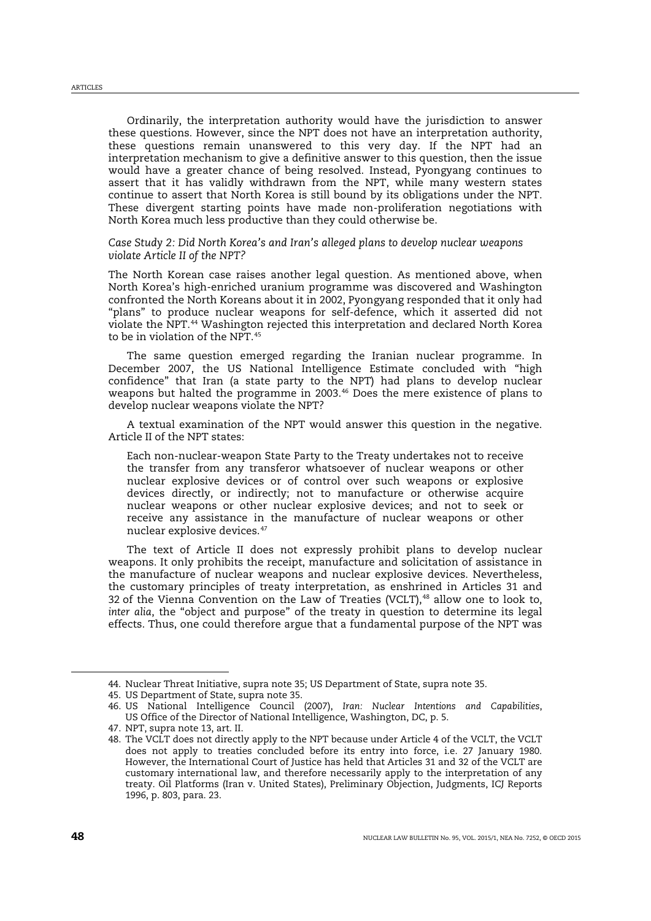Ordinarily, the interpretation authority would have the jurisdiction to answer these questions. However, since the NPT does not have an interpretation authority, these questions remain unanswered to this very day. If the NPT had an interpretation mechanism to give a definitive answer to this question, then the issue would have a greater chance of being resolved. Instead, Pyongyang continues to assert that it has validly withdrawn from the NPT, while many western states continue to assert that North Korea is still bound by its obligations under the NPT. These divergent starting points have made non-proliferation negotiations with North Korea much less productive than they could otherwise be.

*Case Study 2: Did North Korea's and Iran's alleged plans to develop nuclear weapons violate Article II of the NPT?*

The North Korean case raises another legal question. As mentioned above, when North Korea's high-enriched uranium programme was discovered and Washington confronted the North Koreans about it in 2002, Pyongyang responded that it only had "plans" to produce nuclear weapons for self-defence, which it asserted did not violate the NPT.[44] Washington rejected this interpretation and declared North Korea to be in violation of the NPT.[45]

The same question emerged regarding the Iranian nuclear programme. In December 2007, the US National Intelligence Estimate concluded with "high confidence" that Iran (a state party to the NPT) had plans to develop nuclear weapons but halted the programme in 2003.[46] Does the mere existence of plans to develop nuclear weapons violate the NPT?

A textual examination of the NPT would answer this question in the negative. Article II of the NPT states:

> Each non-nuclear-weapon State Party to the Treaty undertakes not to receive the transfer from any transferor whatsoever of nuclear weapons or other nuclear explosive devices or of control over such weapons or explosive devices directly, or indirectly; not to manufacture or otherwise acquire nuclear weapons or other nuclear explosive devices; and not to seek or receive any assistance in the manufacture of nuclear weapons or other nuclear explosive devices.[47]

The text of Article II does not expressly prohibit plans to develop nuclear weapons. It only prohibits the receipt, manufacture and solicitation of assistance in the manufacture of nuclear weapons and nuclear explosive devices. Nevertheless, the customary principles of treaty interpretation, as enshrined in Articles 31 and 32 of the Vienna Convention on the Law of Treaties (VCLT),[48] allow one to look to, *inter alia*, the "object and purpose" of the treaty in question to determine its legal effects. Thus, one could therefore argue that a fundamental purpose of the NPT was

---

44. Nuclear Threat Initiative, supra note 35; US Department of State, supra note 35.
45. US Department of State, supra note 35.
46. US National Intelligence Council (2007), *Iran: Nuclear Intentions and Capabilities*, US Office of the Director of National Intelligence, Washington, DC, p. 5.
47. NPT, supra note 13, art. II.
48. The VCLT does not directly apply to the NPT because under Article 4 of the VCLT, the VCLT does not apply to treaties concluded before its entry into force, i.e. 27 January 1980. However, the International Court of Justice has held that Articles 31 and 32 of the VCLT are customary international law, and therefore necessarily apply to the interpretation of any treaty. Oil Platforms (Iran v. United States), Preliminary Objection, Judgments, ICJ Reports 1996, p. 803, para. 23.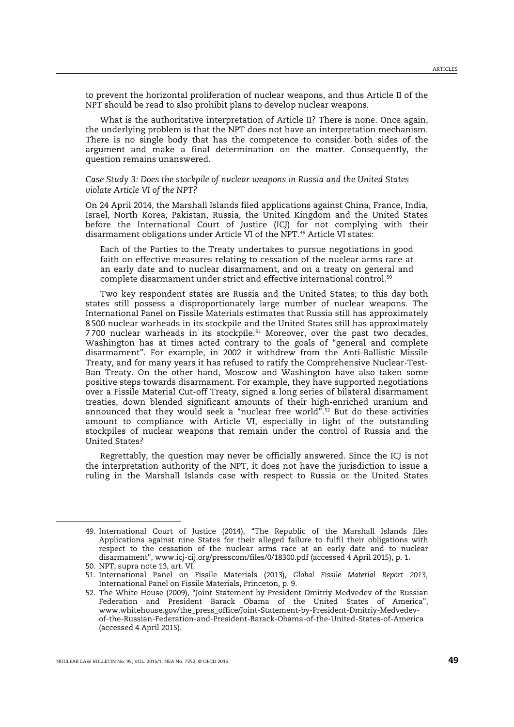to prevent the horizontal proliferation of nuclear weapons, and thus Article II of the NPT should be read to also prohibit plans to develop nuclear weapons.

What is the authoritative interpretation of Article II? There is none. Once again, the underlying problem is that the NPT does not have an interpretation mechanism. There is no single body that has the competence to consider both sides of the argument and make a final determination on the matter. Consequently, the question remains unanswered.

*Case Study 3: Does the stockpile of nuclear weapons in Russia and the United States violate Article VI of the NPT?*

On 24 April 2014, the Marshall Islands filed applications against China, France, India, Israel, North Korea, Pakistan, Russia, the United Kingdom and the United States before the International Court of Justice (ICJ) for not complying with their disarmament obligations under Article VI of the NPT.[49] Article VI states:

> Each of the Parties to the Treaty undertakes to pursue negotiations in good faith on effective measures relating to cessation of the nuclear arms race at an early date and to nuclear disarmament, and on a treaty on general and complete disarmament under strict and effective international control.[50]

Two key respondent states are Russia and the United States; to this day both states still possess a disproportionately large number of nuclear weapons. The International Panel on Fissile Materials estimates that Russia still has approximately 8 500 nuclear warheads in its stockpile and the United States still has approximately 7 700 nuclear warheads in its stockpile.[51] Moreover, over the past two decades, Washington has at times acted contrary to the goals of "general and complete disarmament". For example, in 2002 it withdrew from the Anti-Ballistic Missile Treaty, and for many years it has refused to ratify the Comprehensive Nuclear-Test-Ban Treaty. On the other hand, Moscow and Washington have also taken some positive steps towards disarmament. For example, they have supported negotiations over a Fissile Material Cut-off Treaty, signed a long series of bilateral disarmament treaties, down blended significant amounts of their high-enriched uranium and announced that they would seek a "nuclear free world".[52] But do these activities amount to compliance with Article VI, especially in light of the outstanding stockpiles of nuclear weapons that remain under the control of Russia and the United States?

Regrettably, the question may never be officially answered. Since the ICJ is not the interpretation authority of the NPT, it does not have the jurisdiction to issue a ruling in the Marshall Islands case with respect to Russia or the United States

---

49. International Court of Justice (2014), "The Republic of the Marshall Islands files Applications against nine States for their alleged failure to fulfil their obligations with respect to the cessation of the nuclear arms race at an early date and to nuclear disarmament", www.icj-cij.org/presscom/files/0/18300.pdf (accessed 4 April 2015), p. 1.
50. NPT, supra note 13, art. VI.
51. International Panel on Fissile Materials (2013), *Global Fissile Material Report 2013*, International Panel on Fissile Materials, Princeton, p. 9.
52. The White House (2009), "Joint Statement by President Dmitriy Medvedev of the Russian Federation and President Barack Obama of the United States of America", www.whitehouse.gov/the_press_office/Joint-Statement-by-President-Dmitriy-Medvedev-of-the-Russian-Federation-and-President-Barack-Obama-of-the-United-States-of-America (accessed 4 April 2015).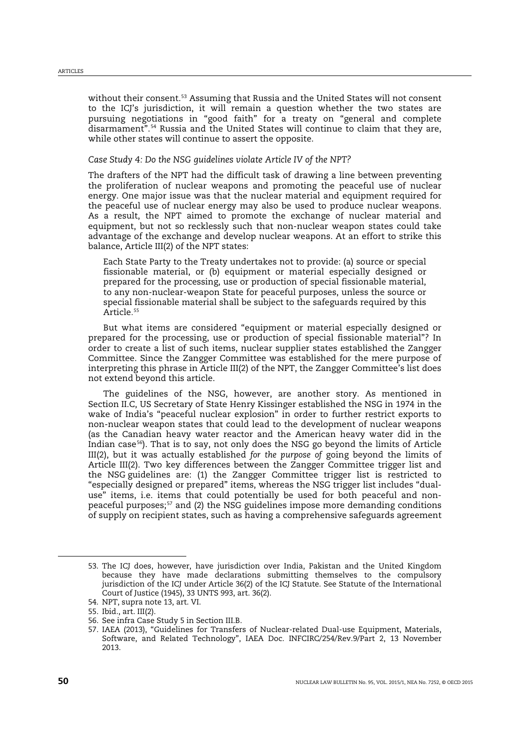without their consent.[53] Assuming that Russia and the United States will not consent to the ICJ's jurisdiction, it will remain a question whether the two states are pursuing negotiations in "good faith" for a treaty on "general and complete disarmament".[54] Russia and the United States will continue to claim that they are, while other states will continue to assert the opposite.

*Case Study 4: Do the NSG guidelines violate Article IV of the NPT?*

The drafters of the NPT had the difficult task of drawing a line between preventing the proliferation of nuclear weapons and promoting the peaceful use of nuclear energy. One major issue was that the nuclear material and equipment required for the peaceful use of nuclear energy may also be used to produce nuclear weapons. As a result, the NPT aimed to promote the exchange of nuclear material and equipment, but not so recklessly such that non-nuclear weapon states could take advantage of the exchange and develop nuclear weapons. At an effort to strike this balance, Article III(2) of the NPT states:

> Each State Party to the Treaty undertakes not to provide: (a) source or special fissionable material, or (b) equipment or material especially designed or prepared for the processing, use or production of special fissionable material, to any non-nuclear-weapon State for peaceful purposes, unless the source or special fissionable material shall be subject to the safeguards required by this Article.[55]

But what items are considered "equipment or material especially designed or prepared for the processing, use or production of special fissionable material"? In order to create a list of such items, nuclear supplier states established the Zangger Committee. Since the Zangger Committee was established for the mere purpose of interpreting this phrase in Article III(2) of the NPT, the Zangger Committee's list does not extend beyond this article.

The guidelines of the NSG, however, are another story. As mentioned in Section II.C, US Secretary of State Henry Kissinger established the NSG in 1974 in the wake of India's "peaceful nuclear explosion" in order to further restrict exports to non-nuclear weapon states that could lead to the development of nuclear weapons (as the Canadian heavy water reactor and the American heavy water did in the Indian case[56]). That is to say, not only does the NSG go beyond the limits of Article III(2), but it was actually established *for the purpose of* going beyond the limits of Article III(2). Two key differences between the Zangger Committee trigger list and the NSG guidelines are: (1) the Zangger Committee trigger list is restricted to "especially designed or prepared" items, whereas the NSG trigger list includes "dual-use" items, i.e. items that could potentially be used for both peaceful and non-peaceful purposes;[57] and (2) the NSG guidelines impose more demanding conditions of supply on recipient states, such as having a comprehensive safeguards agreement

---

53. The ICJ does, however, have jurisdiction over India, Pakistan and the United Kingdom because they have made declarations submitting themselves to the compulsory jurisdiction of the ICJ under Article 36(2) of the ICJ Statute. See Statute of the International Court of Justice (1945), 33 UNTS 993, art. 36(2).
54. NPT, supra note 13, art. VI.
55. Ibid., art. III(2).
56. See infra Case Study 5 in Section III.B.
57. IAEA (2013), "Guidelines for Transfers of Nuclear-related Dual-use Equipment, Materials, Software, and Related Technology", IAEA Doc. INFCIRC/254/Rev.9/Part 2, 13 November 2013.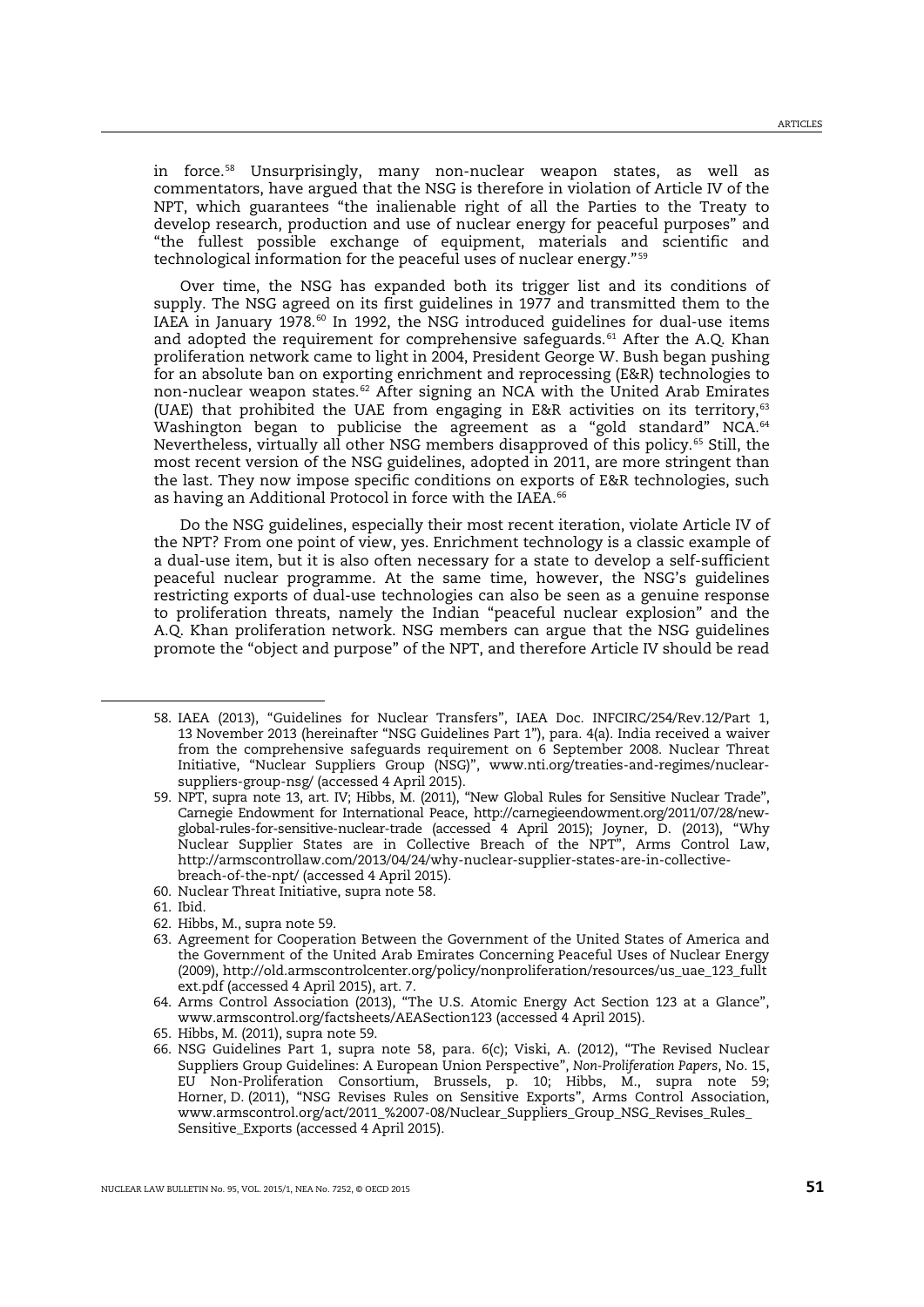in force.[58] Unsurprisingly, many non-nuclear weapon states, as well as commentators, have argued that the NSG is therefore in violation of Article IV of the NPT, which guarantees "the inalienable right of all the Parties to the Treaty to develop research, production and use of nuclear energy for peaceful purposes" and "the fullest possible exchange of equipment, materials and scientific and technological information for the peaceful uses of nuclear energy."[59]

Over time, the NSG has expanded both its trigger list and its conditions of supply. The NSG agreed on its first guidelines in 1977 and transmitted them to the IAEA in January 1978.[60] In 1992, the NSG introduced guidelines for dual-use items and adopted the requirement for comprehensive safeguards.[61] After the A.Q. Khan proliferation network came to light in 2004, President George W. Bush began pushing for an absolute ban on exporting enrichment and reprocessing (E&R) technologies to non-nuclear weapon states.[62] After signing an NCA with the United Arab Emirates (UAE) that prohibited the UAE from engaging in E&R activities on its territory,[63] Washington began to publicise the agreement as a "gold standard" NCA.[64] Nevertheless, virtually all other NSG members disapproved of this policy.[65] Still, the most recent version of the NSG guidelines, adopted in 2011, are more stringent than the last. They now impose specific conditions on exports of E&R technologies, such as having an Additional Protocol in force with the IAEA.[66]

Do the NSG guidelines, especially their most recent iteration, violate Article IV of the NPT? From one point of view, yes. Enrichment technology is a classic example of a dual-use item, but it is also often necessary for a state to develop a self-sufficient peaceful nuclear programme. At the same time, however, the NSG's guidelines restricting exports of dual-use technologies can also be seen as a genuine response to proliferation threats, namely the Indian "peaceful nuclear explosion" and the A.Q. Khan proliferation network. NSG members can argue that the NSG guidelines promote the "object and purpose" of the NPT, and therefore Article IV should be read

---

58. IAEA (2013), "Guidelines for Nuclear Transfers", IAEA Doc. INFCIRC/254/Rev.12/Part 1, 13 November 2013 (hereinafter "NSG Guidelines Part 1"), para. 4(a). India received a waiver from the comprehensive safeguards requirement on 6 September 2008. Nuclear Threat Initiative, "Nuclear Suppliers Group (NSG)", www.nti.org/treaties-and-regimes/nuclear-suppliers-group-nsg/ (accessed 4 April 2015).

59. NPT, supra note 13, art. IV; Hibbs, M. (2011), "New Global Rules for Sensitive Nuclear Trade", Carnegie Endowment for International Peace, http://carnegieendowment.org/2011/07/28/new-global-rules-for-sensitive-nuclear-trade (accessed 4 April 2015); Joyner, D. (2013), "Why Nuclear Supplier States are in Collective Breach of the NPT", Arms Control Law, http://armscontrollaw.com/2013/04/24/why-nuclear-supplier-states-are-in-collective-breach-of-the-npt/ (accessed 4 April 2015).

60. Nuclear Threat Initiative, supra note 58.

61. Ibid.

62. Hibbs, M., supra note 59.

63. Agreement for Cooperation Between the Government of the United States of America and the Government of the United Arab Emirates Concerning Peaceful Uses of Nuclear Energy (2009), http://old.armscontrolcenter.org/policy/nonproliferation/resources/us_uae_123_fulltext.pdf (accessed 4 April 2015), art. 7.

64. Arms Control Association (2013), "The U.S. Atomic Energy Act Section 123 at a Glance", www.armscontrol.org/factsheets/AEASection123 (accessed 4 April 2015).

65. Hibbs, M. (2011), supra note 59.

66. NSG Guidelines Part 1, supra note 58, para. 6(c); Viski, A. (2012), "The Revised Nuclear Suppliers Group Guidelines: A European Union Perspective", *Non-Proliferation Papers*, No. 15, EU Non-Proliferation Consortium, Brussels, p. 10; Hibbs, M., supra note 59; Horner, D. (2011), "NSG Revises Rules on Sensitive Exports", Arms Control Association, www.armscontrol.org/act/2011_%2007-08/Nuclear_Suppliers_Group_NSG_Revises_Rules_Sensitive_Exports (accessed 4 April 2015).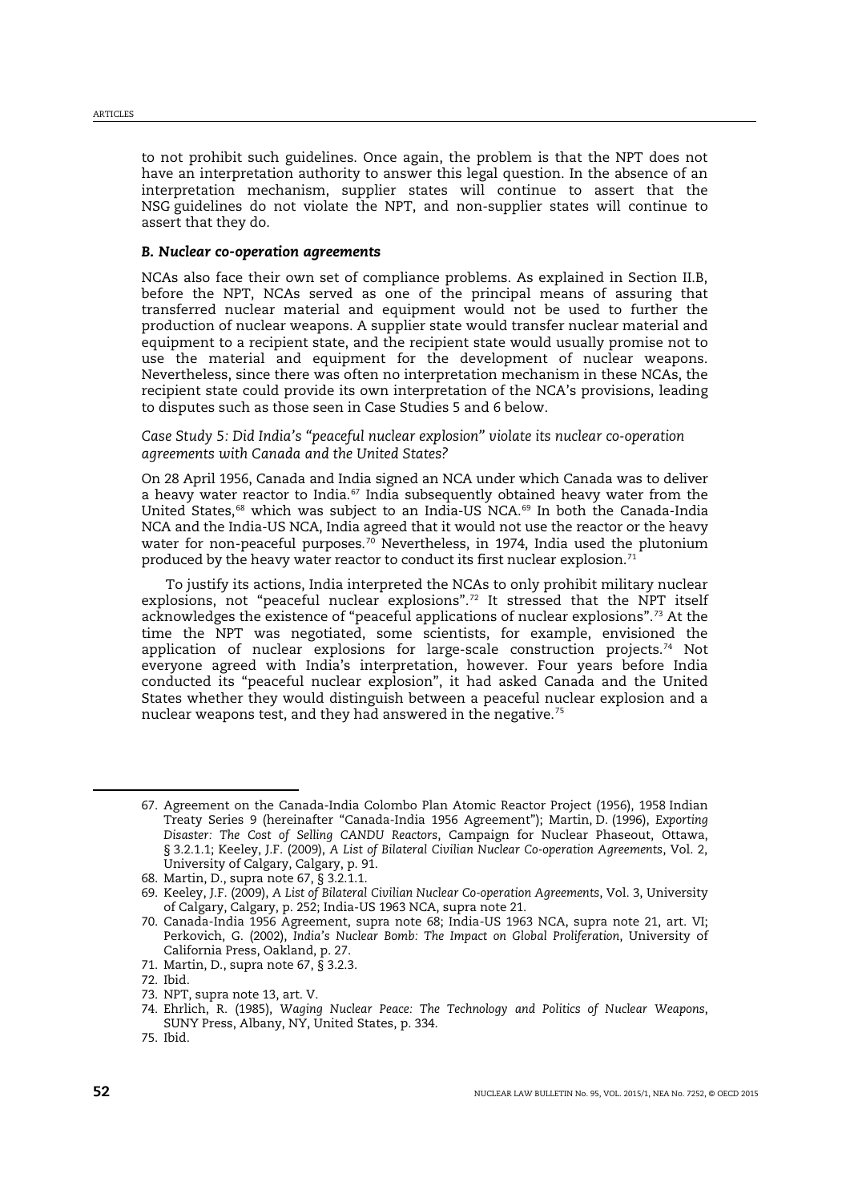to not prohibit such guidelines. Once again, the problem is that the NPT does not have an interpretation authority to answer this legal question. In the absence of an interpretation mechanism, supplier states will continue to assert that the NSG guidelines do not violate the NPT, and non-supplier states will continue to assert that they do.

### *B. Nuclear co-operation agreements*

NCAs also face their own set of compliance problems. As explained in Section II.B, before the NPT, NCAs served as one of the principal means of assuring that transferred nuclear material and equipment would not be used to further the production of nuclear weapons. A supplier state would transfer nuclear material and equipment to a recipient state, and the recipient state would usually promise not to use the material and equipment for the development of nuclear weapons. Nevertheless, since there was often no interpretation mechanism in these NCAs, the recipient state could provide its own interpretation of the NCA's provisions, leading to disputes such as those seen in Case Studies 5 and 6 below.

*Case Study 5: Did India's "peaceful nuclear explosion" violate its nuclear co-operation agreements with Canada and the United States?*

On 28 April 1956, Canada and India signed an NCA under which Canada was to deliver a heavy water reactor to India.[67] India subsequently obtained heavy water from the United States,[68] which was subject to an India-US NCA.[69] In both the Canada-India NCA and the India-US NCA, India agreed that it would not use the reactor or the heavy water for non-peaceful purposes.[70] Nevertheless, in 1974, India used the plutonium produced by the heavy water reactor to conduct its first nuclear explosion.[71]

To justify its actions, India interpreted the NCAs to only prohibit military nuclear explosions, not "peaceful nuclear explosions".[72] It stressed that the NPT itself acknowledges the existence of "peaceful applications of nuclear explosions".[73] At the time the NPT was negotiated, some scientists, for example, envisioned the application of nuclear explosions for large-scale construction projects.[74] Not everyone agreed with India's interpretation, however. Four years before India conducted its "peaceful nuclear explosion", it had asked Canada and the United States whether they would distinguish between a peaceful nuclear explosion and a nuclear weapons test, and they had answered in the negative.[75]

---

67. Agreement on the Canada-India Colombo Plan Atomic Reactor Project (1956), 1958 Indian Treaty Series 9 (hereinafter "Canada-India 1956 Agreement"); Martin, D. (1996), *Exporting Disaster: The Cost of Selling CANDU Reactors*, Campaign for Nuclear Phaseout, Ottawa, § 3.2.1.1; Keeley, J.F. (2009), *A List of Bilateral Civilian Nuclear Co-operation Agreements*, Vol. 2, University of Calgary, Calgary, p. 91.
68. Martin, D., supra note 67, § 3.2.1.1.
69. Keeley, J.F. (2009), *A List of Bilateral Civilian Nuclear Co-operation Agreements*, Vol. 3, University of Calgary, Calgary, p. 252; India-US 1963 NCA, supra note 21.
70. Canada-India 1956 Agreement, supra note 68; India-US 1963 NCA, supra note 21, art. VI; Perkovich, G. (2002), *India's Nuclear Bomb: The Impact on Global Proliferation*, University of California Press, Oakland, p. 27.
71. Martin, D., supra note 67, § 3.2.3.
72. Ibid.
73. NPT, supra note 13, art. V.
74. Ehrlich, R. (1985), *Waging Nuclear Peace: The Technology and Politics of Nuclear Weapons*, SUNY Press, Albany, NY, United States, p. 334.
75. Ibid.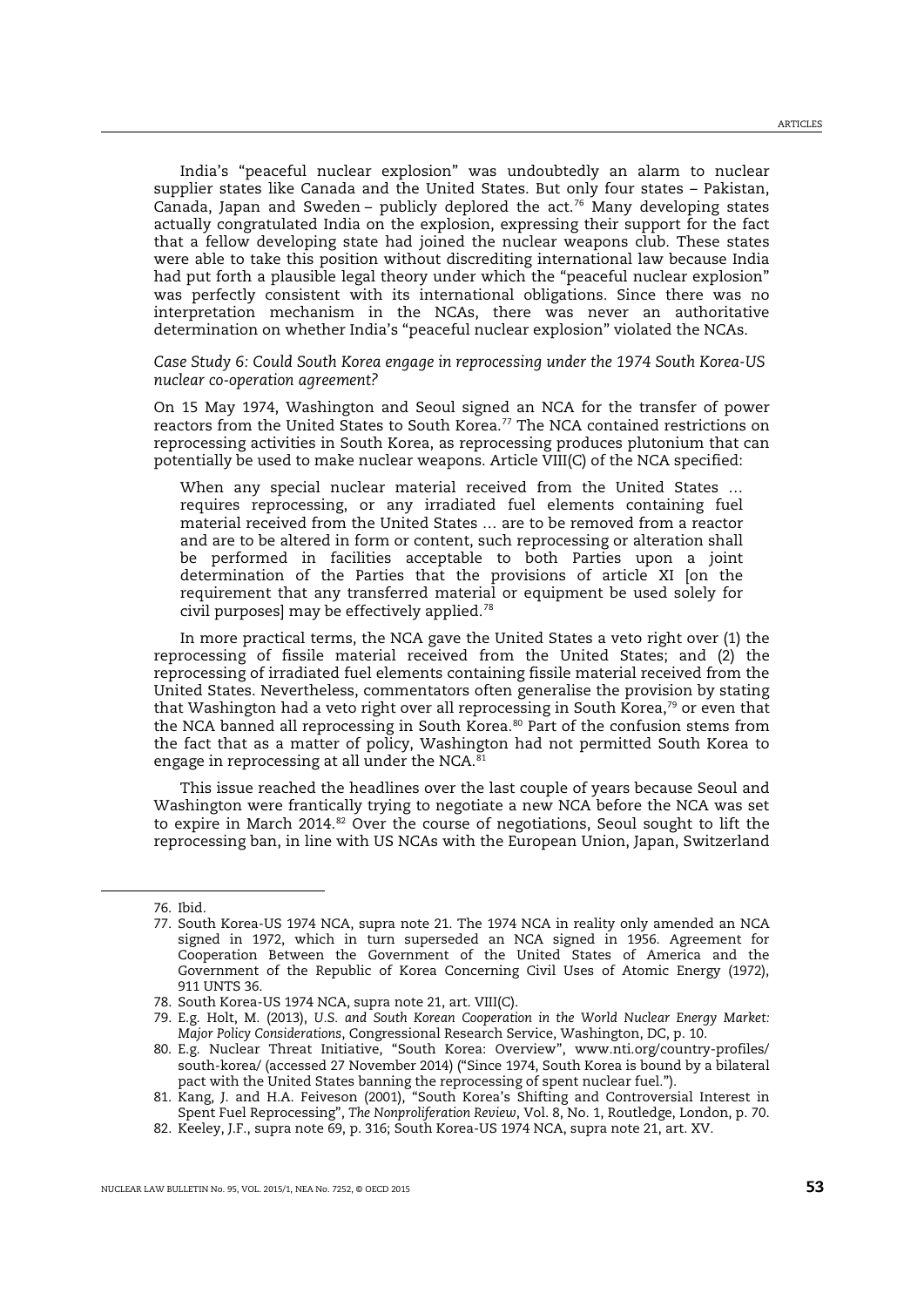India's "peaceful nuclear explosion" was undoubtedly an alarm to nuclear supplier states like Canada and the United States. But only four states – Pakistan, Canada, Japan and Sweden – publicly deplored the act.[76] Many developing states actually congratulated India on the explosion, expressing their support for the fact that a fellow developing state had joined the nuclear weapons club. These states were able to take this position without discrediting international law because India had put forth a plausible legal theory under which the "peaceful nuclear explosion" was perfectly consistent with its international obligations. Since there was no interpretation mechanism in the NCAs, there was never an authoritative determination on whether India's "peaceful nuclear explosion" violated the NCAs.

*Case Study 6: Could South Korea engage in reprocessing under the 1974 South Korea-US nuclear co-operation agreement?*

On 15 May 1974, Washington and Seoul signed an NCA for the transfer of power reactors from the United States to South Korea.[77] The NCA contained restrictions on reprocessing activities in South Korea, as reprocessing produces plutonium that can potentially be used to make nuclear weapons. Article VIII(C) of the NCA specified:

> When any special nuclear material received from the United States … requires reprocessing, or any irradiated fuel elements containing fuel material received from the United States … are to be removed from a reactor and are to be altered in form or content, such reprocessing or alteration shall be performed in facilities acceptable to both Parties upon a joint determination of the Parties that the provisions of article XI [on the requirement that any transferred material or equipment be used solely for civil purposes] may be effectively applied.[78]

In more practical terms, the NCA gave the United States a veto right over (1) the reprocessing of fissile material received from the United States; and (2) the reprocessing of irradiated fuel elements containing fissile material received from the United States. Nevertheless, commentators often generalise the provision by stating that Washington had a veto right over all reprocessing in South Korea,[79] or even that the NCA banned all reprocessing in South Korea.[80] Part of the confusion stems from the fact that as a matter of policy, Washington had not permitted South Korea to engage in reprocessing at all under the NCA.[81]

This issue reached the headlines over the last couple of years because Seoul and Washington were frantically trying to negotiate a new NCA before the NCA was set to expire in March 2014.[82] Over the course of negotiations, Seoul sought to lift the reprocessing ban, in line with US NCAs with the European Union, Japan, Switzerland

---

76. Ibid.
77. South Korea-US 1974 NCA, supra note 21. The 1974 NCA in reality only amended an NCA signed in 1972, which in turn superseded an NCA signed in 1956. Agreement for Cooperation Between the Government of the United States of America and the Government of the Republic of Korea Concerning Civil Uses of Atomic Energy (1972), 911 UNTS 36.
78. South Korea-US 1974 NCA, supra note 21, art. VIII(C).
79. E.g. Holt, M. (2013), *U.S. and South Korean Cooperation in the World Nuclear Energy Market: Major Policy Considerations*, Congressional Research Service, Washington, DC, p. 10.
80. E.g. Nuclear Threat Initiative, "South Korea: Overview", www.nti.org/country-profiles/south-korea/ (accessed 27 November 2014) ("Since 1974, South Korea is bound by a bilateral pact with the United States banning the reprocessing of spent nuclear fuel.").
81. Kang, J. and H.A. Feiveson (2001), "South Korea's Shifting and Controversial Interest in Spent Fuel Reprocessing", *The Nonproliferation Review*, Vol. 8, No. 1, Routledge, London, p. 70.
82. Keeley, J.F., supra note 69, p. 316; South Korea-US 1974 NCA, supra note 21, art. XV.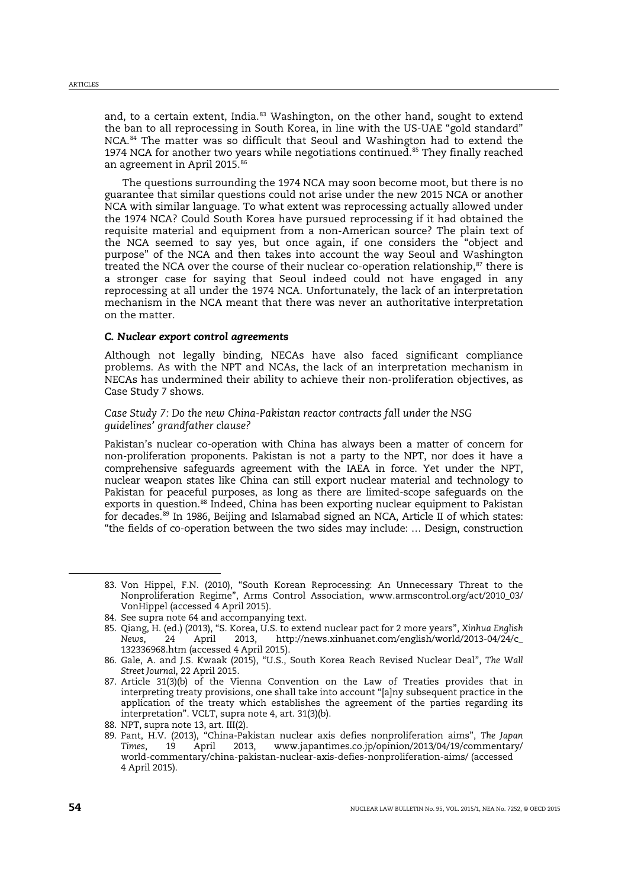and, to a certain extent, India.[83] Washington, on the other hand, sought to extend the ban to all reprocessing in South Korea, in line with the US-UAE "gold standard" NCA.[84] The matter was so difficult that Seoul and Washington had to extend the 1974 NCA for another two years while negotiations continued.[85] They finally reached an agreement in April 2015.[86]

The questions surrounding the 1974 NCA may soon become moot, but there is no guarantee that similar questions could not arise under the new 2015 NCA or another NCA with similar language. To what extent was reprocessing actually allowed under the 1974 NCA? Could South Korea have pursued reprocessing if it had obtained the requisite material and equipment from a non-American source? The plain text of the NCA seemed to say yes, but once again, if one considers the "object and purpose" of the NCA and then takes into account the way Seoul and Washington treated the NCA over the course of their nuclear co-operation relationship,[87] there is a stronger case for saying that Seoul indeed could not have engaged in any reprocessing at all under the 1974 NCA. Unfortunately, the lack of an interpretation mechanism in the NCA meant that there was never an authoritative interpretation on the matter.

### *C. Nuclear export control agreements*

Although not legally binding, NECAs have also faced significant compliance problems. As with the NPT and NCAs, the lack of an interpretation mechanism in NECAs has undermined their ability to achieve their non-proliferation objectives, as Case Study 7 shows.

*Case Study 7: Do the new China-Pakistan reactor contracts fall under the NSG guidelines' grandfather clause?*

Pakistan's nuclear co-operation with China has always been a matter of concern for non-proliferation proponents. Pakistan is not a party to the NPT, nor does it have a comprehensive safeguards agreement with the IAEA in force. Yet under the NPT, nuclear weapon states like China can still export nuclear material and technology to Pakistan for peaceful purposes, as long as there are limited-scope safeguards on the exports in question.[88] Indeed, China has been exporting nuclear equipment to Pakistan for decades.[89] In 1986, Beijing and Islamabad signed an NCA, Article II of which states: "the fields of co-operation between the two sides may include: … Design, construction

---

83. Von Hippel, F.N. (2010), "South Korean Reprocessing: An Unnecessary Threat to the Nonproliferation Regime", Arms Control Association, www.armscontrol.org/act/2010_03/VonHippel (accessed 4 April 2015).
84. See supra note 64 and accompanying text.
85. Qiang, H. (ed.) (2013), "S. Korea, U.S. to extend nuclear pact for 2 more years", *Xinhua English News*, 24 April 2013, http://news.xinhuanet.com/english/world/2013-04/24/c_132336968.htm (accessed 4 April 2015).
86. Gale, A. and J.S. Kwaak (2015), "U.S., South Korea Reach Revised Nuclear Deal", *The Wall Street Journal*, 22 April 2015.
87. Article 31(3)(b) of the Vienna Convention on the Law of Treaties provides that in interpreting treaty provisions, one shall take into account "[a]ny subsequent practice in the application of the treaty which establishes the agreement of the parties regarding its interpretation". VCLT, supra note 4, art. 31(3)(b).
88. NPT, supra note 13, art. III(2).
89. Pant, H.V. (2013), "China-Pakistan nuclear axis defies nonproliferation aims", *The Japan Times*, 19 April 2013, www.japantimes.co.jp/opinion/2013/04/19/commentary/world-commentary/china-pakistan-nuclear-axis-defies-nonproliferation-aims/ (accessed 4 April 2015).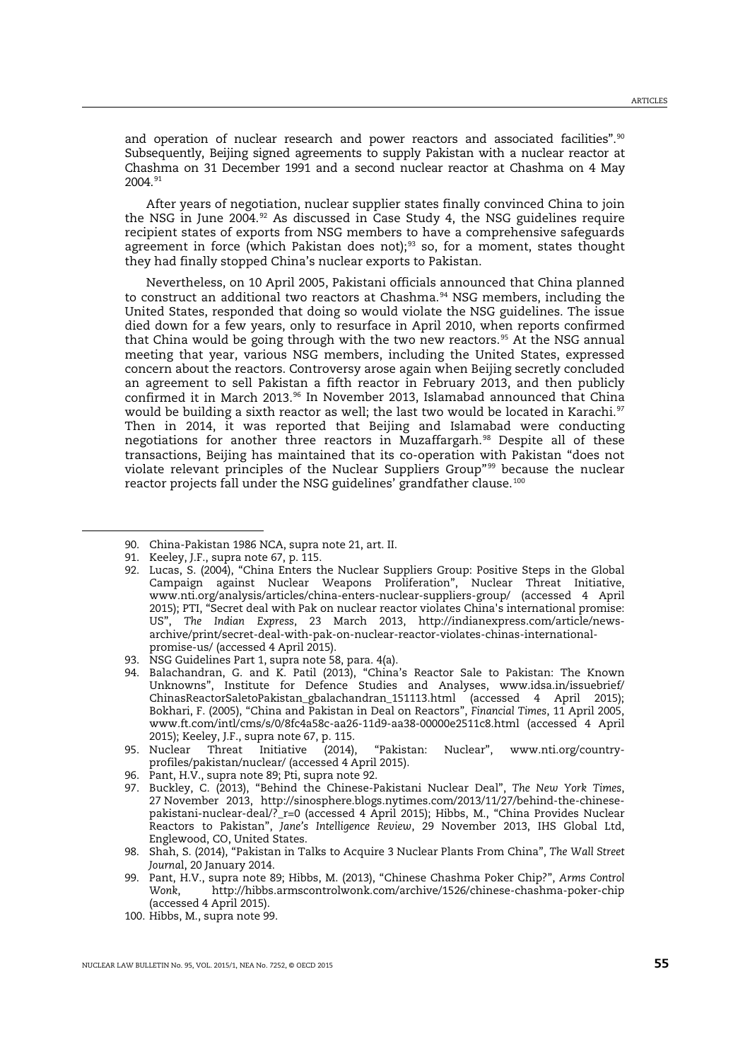and operation of nuclear research and power reactors and associated facilities".[90] Subsequently, Beijing signed agreements to supply Pakistan with a nuclear reactor at Chashma on 31 December 1991 and a second nuclear reactor at Chashma on 4 May 2004.[91]

After years of negotiation, nuclear supplier states finally convinced China to join the NSG in June 2004.[92] As discussed in Case Study 4, the NSG guidelines require recipient states of exports from NSG members to have a comprehensive safeguards agreement in force (which Pakistan does not);[93] so, for a moment, states thought they had finally stopped China's nuclear exports to Pakistan.

Nevertheless, on 10 April 2005, Pakistani officials announced that China planned to construct an additional two reactors at Chashma.[94] NSG members, including the United States, responded that doing so would violate the NSG guidelines. The issue died down for a few years, only to resurface in April 2010, when reports confirmed that China would be going through with the two new reactors.[95] At the NSG annual meeting that year, various NSG members, including the United States, expressed concern about the reactors. Controversy arose again when Beijing secretly concluded an agreement to sell Pakistan a fifth reactor in February 2013, and then publicly confirmed it in March 2013.[96] In November 2013, Islamabad announced that China would be building a sixth reactor as well; the last two would be located in Karachi.[97] Then in 2014, it was reported that Beijing and Islamabad were conducting negotiations for another three reactors in Muzaffargarh.[98] Despite all of these transactions, Beijing has maintained that its co-operation with Pakistan "does not violate relevant principles of the Nuclear Suppliers Group"[99] because the nuclear reactor projects fall under the NSG guidelines' grandfather clause.[100]

---

90. China-Pakistan 1986 NCA, supra note 21, art. II.
91. Keeley, J.F., supra note 67, p. 115.
92. Lucas, S. (2004), "China Enters the Nuclear Suppliers Group: Positive Steps in the Global Campaign against Nuclear Weapons Proliferation", Nuclear Threat Initiative, www.nti.org/analysis/articles/china-enters-nuclear-suppliers-group/ (accessed 4 April 2015); PTI, "Secret deal with Pak on nuclear reactor violates China's international promise: US", *The Indian Express*, 23 March 2013, http://indianexpress.com/article/news-archive/print/secret-deal-with-pak-on-nuclear-reactor-violates-chinas-international-promise-us/ (accessed 4 April 2015).
93. NSG Guidelines Part 1, supra note 58, para. 4(a).
94. Balachandran, G. and K. Patil (2013), "China's Reactor Sale to Pakistan: The Known Unknowns", Institute for Defence Studies and Analyses, www.idsa.in/issuebrief/ChinasReactorSaletoPakistan_gbalachandran_151113.html (accessed 4 April 2015); Bokhari, F. (2005), "China and Pakistan in Deal on Reactors", *Financial Times*, 11 April 2005, www.ft.com/intl/cms/s/0/8fc4a58c-aa26-11d9-aa38-00000e2511c8.html (accessed 4 April 2015); Keeley, J.F., supra note 67, p. 115.
95. Nuclear Threat Initiative (2014), "Pakistan: Nuclear", www.nti.org/country-profiles/pakistan/nuclear/ (accessed 4 April 2015).
96. Pant, H.V., supra note 89; Pti, supra note 92.
97. Buckley, C. (2013), "Behind the Chinese-Pakistani Nuclear Deal", *The New York Times*, 27 November 2013, http://sinosphere.blogs.nytimes.com/2013/11/27/behind-the-chinese-pakistani-nuclear-deal/?_r=0 (accessed 4 April 2015); Hibbs, M., "China Provides Nuclear Reactors to Pakistan", *Jane's Intelligence Review*, 29 November 2013, IHS Global Ltd, Englewood, CO, United States.
98. Shah, S. (2014), "Pakistan in Talks to Acquire 3 Nuclear Plants From China", *The Wall Street Journal*, 20 January 2014.
99. Pant, H.V., supra note 89; Hibbs, M. (2013), "Chinese Chashma Poker Chip?", *Arms Control Wonk*, http://hibbs.armscontrolwonk.com/archive/1526/chinese-chashma-poker-chip (accessed 4 April 2015).
100. Hibbs, M., supra note 99.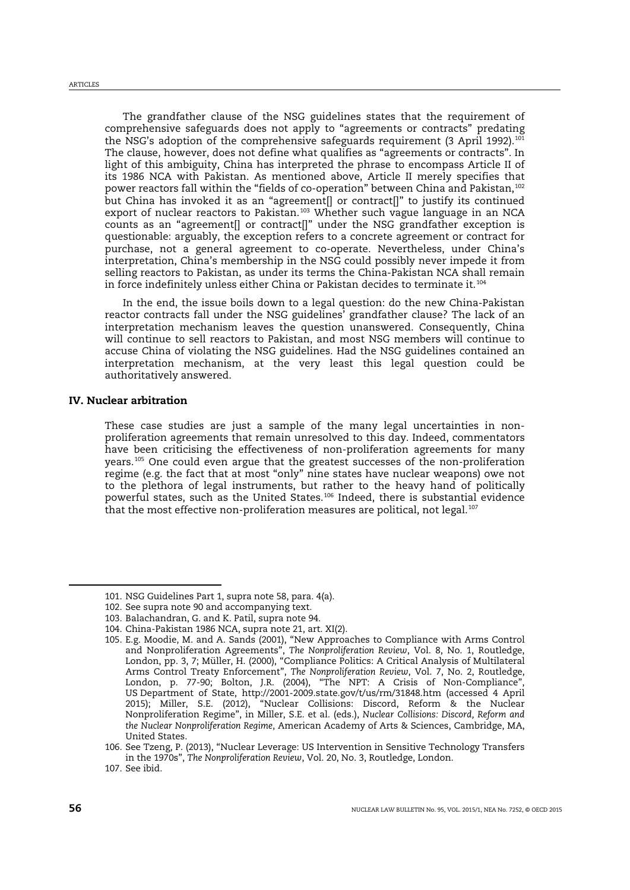The grandfather clause of the NSG guidelines states that the requirement of comprehensive safeguards does not apply to "agreements or contracts" predating the NSG's adoption of the comprehensive safeguards requirement (3 April 1992).[101] The clause, however, does not define what qualifies as "agreements or contracts". In light of this ambiguity, China has interpreted the phrase to encompass Article II of its 1986 NCA with Pakistan. As mentioned above, Article II merely specifies that power reactors fall within the "fields of co-operation" between China and Pakistan,[102] but China has invoked it as an "agreement[] or contract[]" to justify its continued export of nuclear reactors to Pakistan.[103] Whether such vague language in an NCA counts as an "agreement[] or contract[]" under the NSG grandfather exception is questionable: arguably, the exception refers to a concrete agreement or contract for purchase, not a general agreement to co-operate. Nevertheless, under China's interpretation, China's membership in the NSG could possibly never impede it from selling reactors to Pakistan, as under its terms the China-Pakistan NCA shall remain in force indefinitely unless either China or Pakistan decides to terminate it.[104]

In the end, the issue boils down to a legal question: do the new China-Pakistan reactor contracts fall under the NSG guidelines' grandfather clause? The lack of an interpretation mechanism leaves the question unanswered. Consequently, China will continue to sell reactors to Pakistan, and most NSG members will continue to accuse China of violating the NSG guidelines. Had the NSG guidelines contained an interpretation mechanism, at the very least this legal question could be authoritatively answered.

## IV. Nuclear arbitration

These case studies are just a sample of the many legal uncertainties in non-proliferation agreements that remain unresolved to this day. Indeed, commentators have been criticising the effectiveness of non-proliferation agreements for many years.[105] One could even argue that the greatest successes of the non-proliferation regime (e.g. the fact that at most "only" nine states have nuclear weapons) owe not to the plethora of legal instruments, but rather to the heavy hand of politically powerful states, such as the United States.[106] Indeed, there is substantial evidence that the most effective non-proliferation measures are political, not legal.[107]

---

101. NSG Guidelines Part 1, supra note 58, para. 4(a).
102. See supra note 90 and accompanying text.
103. Balachandran, G. and K. Patil, supra note 94.
104. China-Pakistan 1986 NCA, supra note 21, art. XI(2).
105. E.g. Moodie, M. and A. Sands (2001), "New Approaches to Compliance with Arms Control and Nonproliferation Agreements", *The Nonproliferation Review*, Vol. 8, No. 1, Routledge, London, pp. 3, 7; Müller, H. (2000), "Compliance Politics: A Critical Analysis of Multilateral Arms Control Treaty Enforcement", *The Nonproliferation Review*, Vol. 7, No. 2, Routledge, London, p. 77-90; Bolton, J.R. (2004), "The NPT: A Crisis of Non-Compliance", US Department of State, http://2001-2009.state.gov/t/us/rm/31848.htm (accessed 4 April 2015); Miller, S.E. (2012), "Nuclear Collisions: Discord, Reform & the Nuclear Nonproliferation Regime", in Miller, S.E. et al. (eds.), *Nuclear Collisions: Discord, Reform and the Nuclear Nonproliferation Regime*, American Academy of Arts & Sciences, Cambridge, MA, United States.
106. See Tzeng, P. (2013), "Nuclear Leverage: US Intervention in Sensitive Technology Transfers in the 1970s", *The Nonproliferation Review*, Vol. 20, No. 3, Routledge, London.
107. See ibid.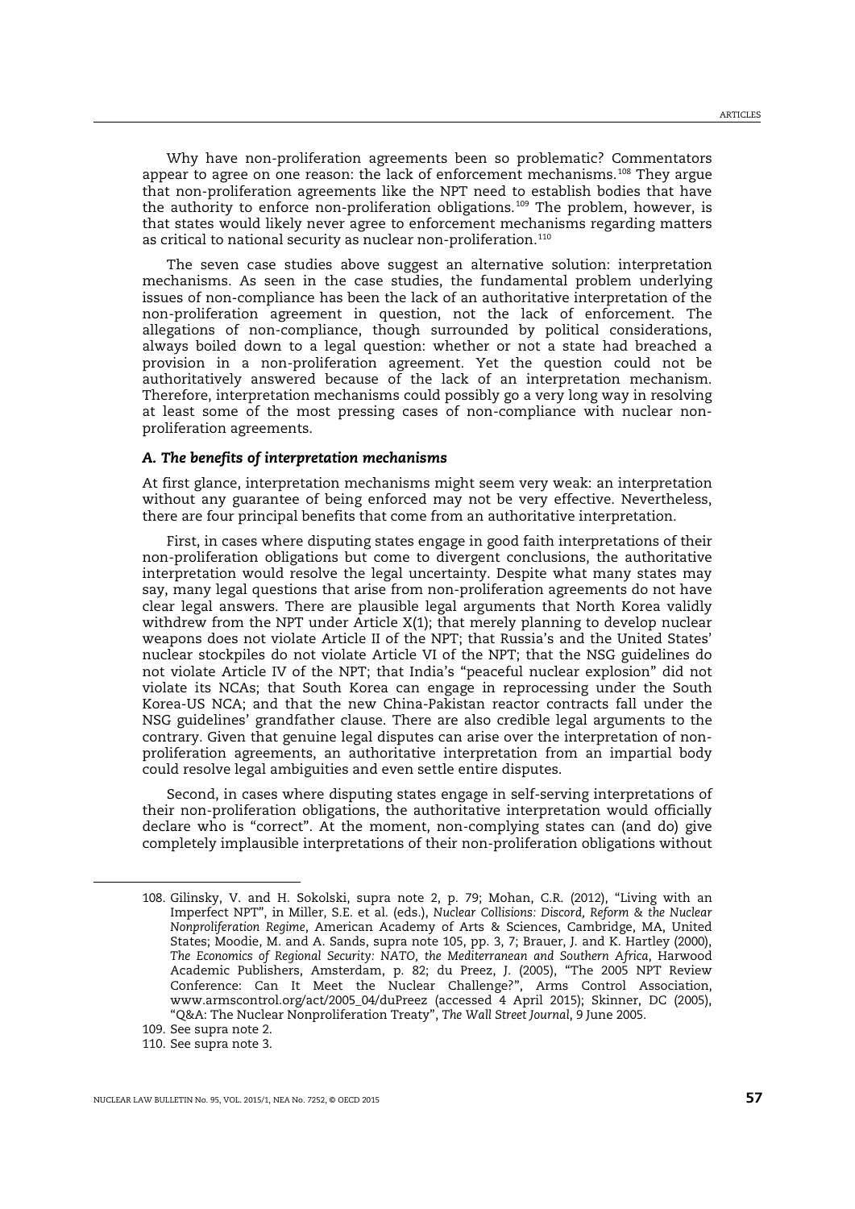Why have non-proliferation agreements been so problematic? Commentators appear to agree on one reason: the lack of enforcement mechanisms.[108] They argue that non-proliferation agreements like the NPT need to establish bodies that have the authority to enforce non-proliferation obligations.[109] The problem, however, is that states would likely never agree to enforcement mechanisms regarding matters as critical to national security as nuclear non-proliferation.[110]

The seven case studies above suggest an alternative solution: interpretation mechanisms. As seen in the case studies, the fundamental problem underlying issues of non-compliance has been the lack of an authoritative interpretation of the non-proliferation agreement in question, not the lack of enforcement. The allegations of non-compliance, though surrounded by political considerations, always boiled down to a legal question: whether or not a state had breached a provision in a non-proliferation agreement. Yet the question could not be authoritatively answered because of the lack of an interpretation mechanism. Therefore, interpretation mechanisms could possibly go a very long way in resolving at least some of the most pressing cases of non-compliance with nuclear non-proliferation agreements.

### *A. The benefits of interpretation mechanisms*

At first glance, interpretation mechanisms might seem very weak: an interpretation without any guarantee of being enforced may not be very effective. Nevertheless, there are four principal benefits that come from an authoritative interpretation.

First, in cases where disputing states engage in good faith interpretations of their non-proliferation obligations but come to divergent conclusions, the authoritative interpretation would resolve the legal uncertainty. Despite what many states may say, many legal questions that arise from non-proliferation agreements do not have clear legal answers. There are plausible legal arguments that North Korea validly withdrew from the NPT under Article X(1); that merely planning to develop nuclear weapons does not violate Article II of the NPT; that Russia's and the United States' nuclear stockpiles do not violate Article VI of the NPT; that the NSG guidelines do not violate Article IV of the NPT; that India's "peaceful nuclear explosion" did not violate its NCAs; that South Korea can engage in reprocessing under the South Korea-US NCA; and that the new China-Pakistan reactor contracts fall under the NSG guidelines' grandfather clause. There are also credible legal arguments to the contrary. Given that genuine legal disputes can arise over the interpretation of non-proliferation agreements, an authoritative interpretation from an impartial body could resolve legal ambiguities and even settle entire disputes.

Second, in cases where disputing states engage in self-serving interpretations of their non-proliferation obligations, the authoritative interpretation would officially declare who is "correct". At the moment, non-complying states can (and do) give completely implausible interpretations of their non-proliferation obligations without

---

108. Gilinsky, V. and H. Sokolski, supra note 2, p. 79; Mohan, C.R. (2012), "Living with an Imperfect NPT", in Miller, S.E. et al. (eds.), *Nuclear Collisions: Discord, Reform & the Nuclear Nonproliferation Regime*, American Academy of Arts & Sciences, Cambridge, MA, United States; Moodie, M. and A. Sands, supra note 105, pp. 3, 7; Brauer, J. and K. Hartley (2000), *The Economics of Regional Security: NATO, the Mediterranean and Southern Africa*, Harwood Academic Publishers, Amsterdam, p. 82; du Preez, J. (2005), "The 2005 NPT Review Conference: Can It Meet the Nuclear Challenge?", Arms Control Association, www.armscontrol.org/act/2005_04/duPreez (accessed 4 April 2015); Skinner, DC (2005), "Q&A: The Nuclear Nonproliferation Treaty", *The Wall Street Journal*, 9 June 2005.

109. See supra note 2.

110. See supra note 3.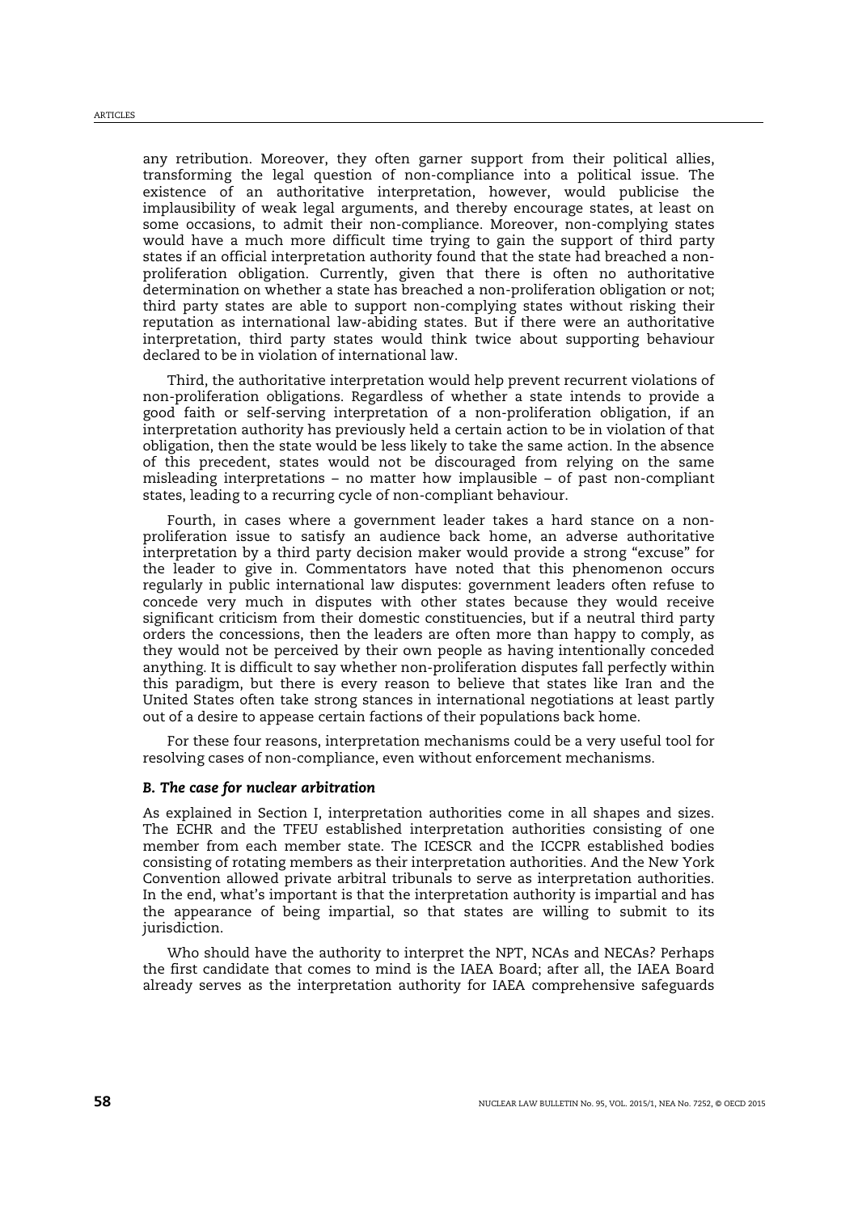any retribution. Moreover, they often garner support from their political allies, transforming the legal question of non-compliance into a political issue. The existence of an authoritative interpretation, however, would publicise the implausibility of weak legal arguments, and thereby encourage states, at least on some occasions, to admit their non-compliance. Moreover, non-complying states would have a much more difficult time trying to gain the support of third party states if an official interpretation authority found that the state had breached a non-proliferation obligation. Currently, given that there is often no authoritative determination on whether a state has breached a non-proliferation obligation or not; third party states are able to support non-complying states without risking their reputation as international law-abiding states. But if there were an authoritative interpretation, third party states would think twice about supporting behaviour declared to be in violation of international law.

Third, the authoritative interpretation would help prevent recurrent violations of non-proliferation obligations. Regardless of whether a state intends to provide a good faith or self-serving interpretation of a non-proliferation obligation, if an interpretation authority has previously held a certain action to be in violation of that obligation, then the state would be less likely to take the same action. In the absence of this precedent, states would not be discouraged from relying on the same misleading interpretations – no matter how implausible – of past non-compliant states, leading to a recurring cycle of non-compliant behaviour.

Fourth, in cases where a government leader takes a hard stance on a non-proliferation issue to satisfy an audience back home, an adverse authoritative interpretation by a third party decision maker would provide a strong "excuse" for the leader to give in. Commentators have noted that this phenomenon occurs regularly in public international law disputes: government leaders often refuse to concede very much in disputes with other states because they would receive significant criticism from their domestic constituencies, but if a neutral third party orders the concessions, then the leaders are often more than happy to comply, as they would not be perceived by their own people as having intentionally conceded anything. It is difficult to say whether non-proliferation disputes fall perfectly within this paradigm, but there is every reason to believe that states like Iran and the United States often take strong stances in international negotiations at least partly out of a desire to appease certain factions of their populations back home.

For these four reasons, interpretation mechanisms could be a very useful tool for resolving cases of non-compliance, even without enforcement mechanisms.

### *B. The case for nuclear arbitration*

As explained in Section I, interpretation authorities come in all shapes and sizes. The ECHR and the TFEU established interpretation authorities consisting of one member from each member state. The ICESCR and the ICCPR established bodies consisting of rotating members as their interpretation authorities. And the New York Convention allowed private arbitral tribunals to serve as interpretation authorities. In the end, what's important is that the interpretation authority is impartial and has the appearance of being impartial, so that states are willing to submit to its jurisdiction.

Who should have the authority to interpret the NPT, NCAs and NECAs? Perhaps the first candidate that comes to mind is the IAEA Board; after all, the IAEA Board already serves as the interpretation authority for IAEA comprehensive safeguards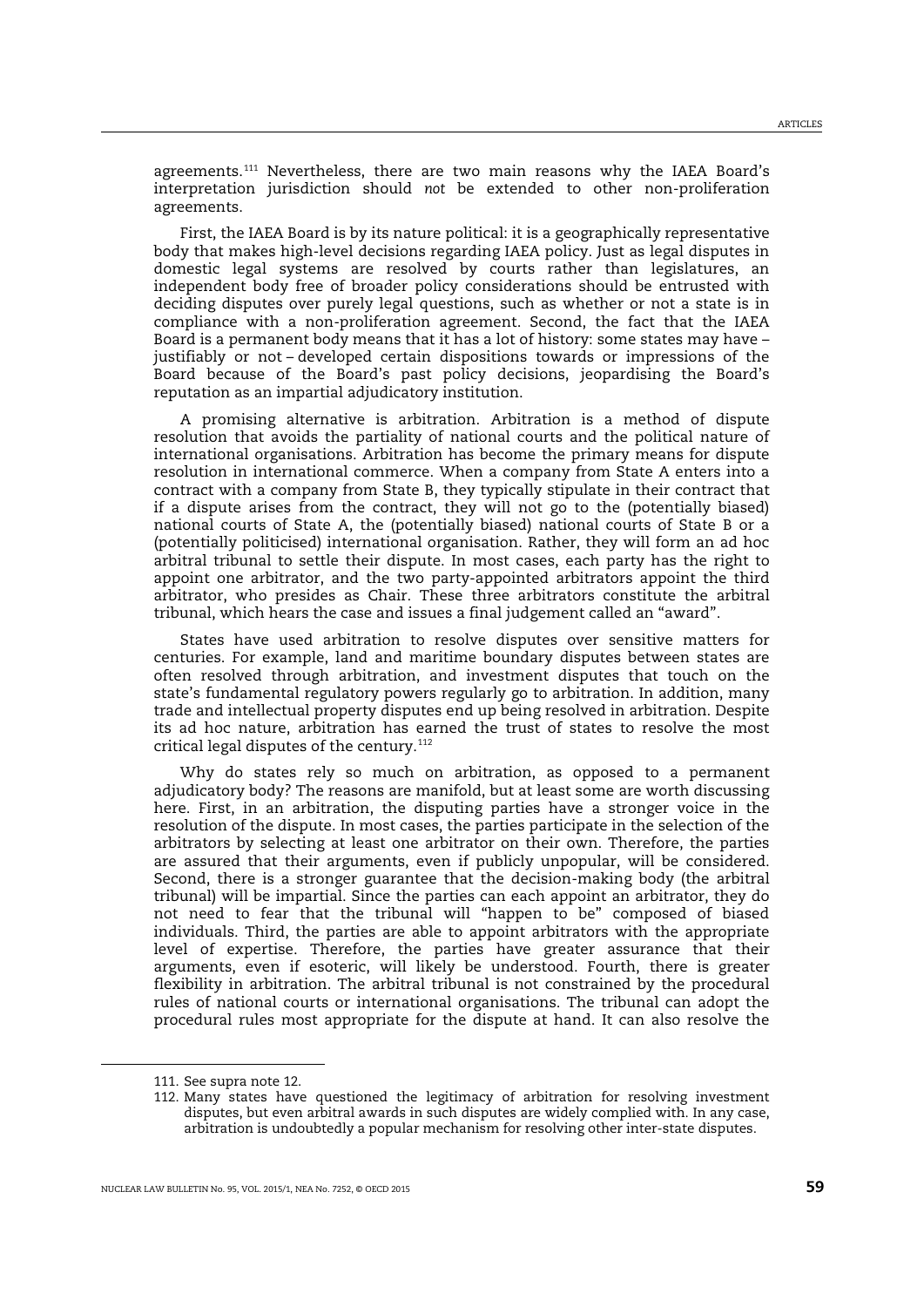agreements.[111] Nevertheless, there are two main reasons why the IAEA Board's interpretation jurisdiction should *not* be extended to other non-proliferation agreements.

First, the IAEA Board is by its nature political: it is a geographically representative body that makes high-level decisions regarding IAEA policy. Just as legal disputes in domestic legal systems are resolved by courts rather than legislatures, an independent body free of broader policy considerations should be entrusted with deciding disputes over purely legal questions, such as whether or not a state is in compliance with a non-proliferation agreement. Second, the fact that the IAEA Board is a permanent body means that it has a lot of history: some states may have – justifiably or not – developed certain dispositions towards or impressions of the Board because of the Board's past policy decisions, jeopardising the Board's reputation as an impartial adjudicatory institution.

A promising alternative is arbitration. Arbitration is a method of dispute resolution that avoids the partiality of national courts and the political nature of international organisations. Arbitration has become the primary means for dispute resolution in international commerce. When a company from State A enters into a contract with a company from State B, they typically stipulate in their contract that if a dispute arises from the contract, they will not go to the (potentially biased) national courts of State A, the (potentially biased) national courts of State B or a (potentially politicised) international organisation. Rather, they will form an ad hoc arbitral tribunal to settle their dispute. In most cases, each party has the right to appoint one arbitrator, and the two party-appointed arbitrators appoint the third arbitrator, who presides as Chair. These three arbitrators constitute the arbitral tribunal, which hears the case and issues a final judgement called an "award".

States have used arbitration to resolve disputes over sensitive matters for centuries. For example, land and maritime boundary disputes between states are often resolved through arbitration, and investment disputes that touch on the state's fundamental regulatory powers regularly go to arbitration. In addition, many trade and intellectual property disputes end up being resolved in arbitration. Despite its ad hoc nature, arbitration has earned the trust of states to resolve the most critical legal disputes of the century.[112]

Why do states rely so much on arbitration, as opposed to a permanent adjudicatory body? The reasons are manifold, but at least some are worth discussing here. First, in an arbitration, the disputing parties have a stronger voice in the resolution of the dispute. In most cases, the parties participate in the selection of the arbitrators by selecting at least one arbitrator on their own. Therefore, the parties are assured that their arguments, even if publicly unpopular, will be considered. Second, there is a stronger guarantee that the decision-making body (the arbitral tribunal) will be impartial. Since the parties can each appoint an arbitrator, they do not need to fear that the tribunal will "happen to be" composed of biased individuals. Third, the parties are able to appoint arbitrators with the appropriate level of expertise. Therefore, the parties have greater assurance that their arguments, even if esoteric, will likely be understood. Fourth, there is greater flexibility in arbitration. The arbitral tribunal is not constrained by the procedural rules of national courts or international organisations. The tribunal can adopt the procedural rules most appropriate for the dispute at hand. It can also resolve the

---

111. See supra note 12.

112. Many states have questioned the legitimacy of arbitration for resolving investment disputes, but even arbitral awards in such disputes are widely complied with. In any case, arbitration is undoubtedly a popular mechanism for resolving other inter-state disputes.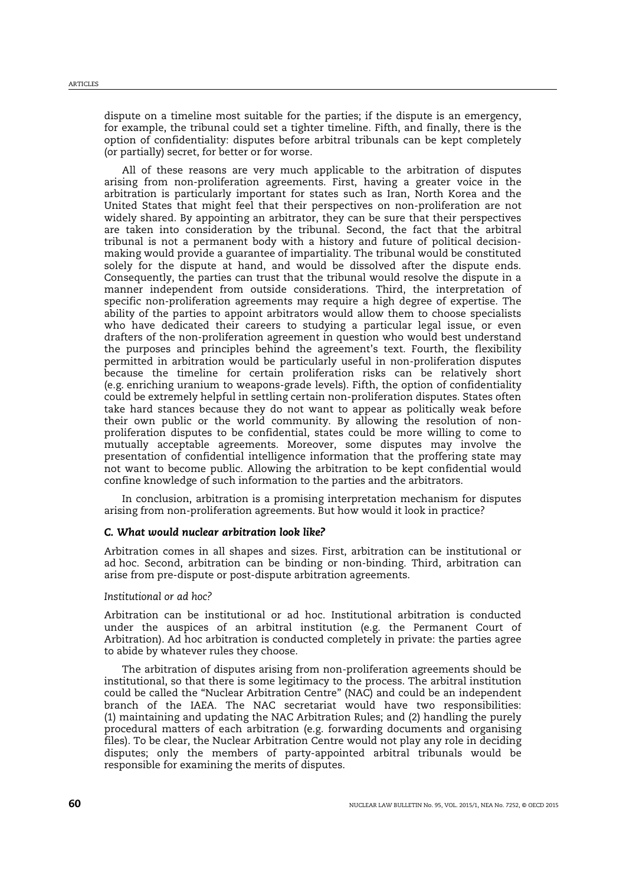dispute on a timeline most suitable for the parties; if the dispute is an emergency, for example, the tribunal could set a tighter timeline. Fifth, and finally, there is the option of confidentiality: disputes before arbitral tribunals can be kept completely (or partially) secret, for better or for worse.

All of these reasons are very much applicable to the arbitration of disputes arising from non-proliferation agreements. First, having a greater voice in the arbitration is particularly important for states such as Iran, North Korea and the United States that might feel that their perspectives on non-proliferation are not widely shared. By appointing an arbitrator, they can be sure that their perspectives are taken into consideration by the tribunal. Second, the fact that the arbitral tribunal is not a permanent body with a history and future of political decision-making would provide a guarantee of impartiality. The tribunal would be constituted solely for the dispute at hand, and would be dissolved after the dispute ends. Consequently, the parties can trust that the tribunal would resolve the dispute in a manner independent from outside considerations. Third, the interpretation of specific non-proliferation agreements may require a high degree of expertise. The ability of the parties to appoint arbitrators would allow them to choose specialists who have dedicated their careers to studying a particular legal issue, or even drafters of the non-proliferation agreement in question who would best understand the purposes and principles behind the agreement's text. Fourth, the flexibility permitted in arbitration would be particularly useful in non-proliferation disputes because the timeline for certain proliferation risks can be relatively short (e.g. enriching uranium to weapons-grade levels). Fifth, the option of confidentiality could be extremely helpful in settling certain non-proliferation disputes. States often take hard stances because they do not want to appear as politically weak before their own public or the world community. By allowing the resolution of non-proliferation disputes to be confidential, states could be more willing to come to mutually acceptable agreements. Moreover, some disputes may involve the presentation of confidential intelligence information that the proffering state may not want to become public. Allowing the arbitration to be kept confidential would confine knowledge of such information to the parties and the arbitrators.

In conclusion, arbitration is a promising interpretation mechanism for disputes arising from non-proliferation agreements. But how would it look in practice?

### *C. What would nuclear arbitration look like?*

Arbitration comes in all shapes and sizes. First, arbitration can be institutional or ad hoc. Second, arbitration can be binding or non-binding. Third, arbitration can arise from pre-dispute or post-dispute arbitration agreements.

#### *Institutional or ad hoc?*

Arbitration can be institutional or ad hoc. Institutional arbitration is conducted under the auspices of an arbitral institution (e.g. the Permanent Court of Arbitration). Ad hoc arbitration is conducted completely in private: the parties agree to abide by whatever rules they choose.

The arbitration of disputes arising from non-proliferation agreements should be institutional, so that there is some legitimacy to the process. The arbitral institution could be called the "Nuclear Arbitration Centre" (NAC) and could be an independent branch of the IAEA. The NAC secretariat would have two responsibilities: (1) maintaining and updating the NAC Arbitration Rules; and (2) handling the purely procedural matters of each arbitration (e.g. forwarding documents and organising files). To be clear, the Nuclear Arbitration Centre would not play any role in deciding disputes; only the members of party-appointed arbitral tribunals would be responsible for examining the merits of disputes.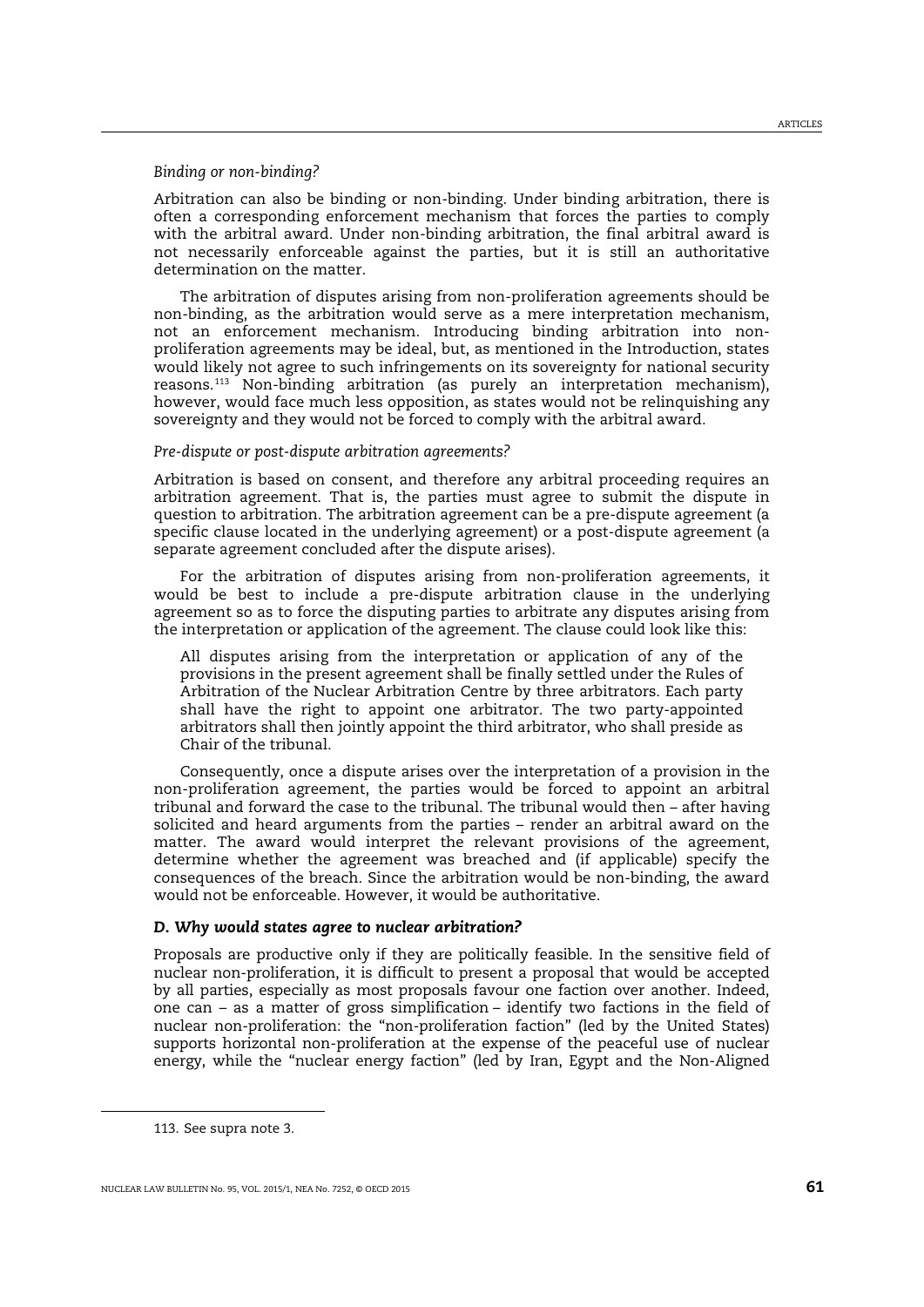*Binding or non-binding?*

Arbitration can also be binding or non-binding. Under binding arbitration, there is often a corresponding enforcement mechanism that forces the parties to comply with the arbitral award. Under non-binding arbitration, the final arbitral award is not necessarily enforceable against the parties, but it is still an authoritative determination on the matter.

The arbitration of disputes arising from non-proliferation agreements should be non-binding, as the arbitration would serve as a mere interpretation mechanism, not an enforcement mechanism. Introducing binding arbitration into non-proliferation agreements may be ideal, but, as mentioned in the Introduction, states would likely not agree to such infringements on its sovereignty for national security reasons.[113] Non-binding arbitration (as purely an interpretation mechanism), however, would face much less opposition, as states would not be relinquishing any sovereignty and they would not be forced to comply with the arbitral award.

*Pre-dispute or post-dispute arbitration agreements?*

Arbitration is based on consent, and therefore any arbitral proceeding requires an arbitration agreement. That is, the parties must agree to submit the dispute in question to arbitration. The arbitration agreement can be a pre-dispute agreement (a specific clause located in the underlying agreement) or a post-dispute agreement (a separate agreement concluded after the dispute arises).

For the arbitration of disputes arising from non-proliferation agreements, it would be best to include a pre-dispute arbitration clause in the underlying agreement so as to force the disputing parties to arbitrate any disputes arising from the interpretation or application of the agreement. The clause could look like this:

> All disputes arising from the interpretation or application of any of the provisions in the present agreement shall be finally settled under the Rules of Arbitration of the Nuclear Arbitration Centre by three arbitrators. Each party shall have the right to appoint one arbitrator. The two party-appointed arbitrators shall then jointly appoint the third arbitrator, who shall preside as Chair of the tribunal.

Consequently, once a dispute arises over the interpretation of a provision in the non-proliferation agreement, the parties would be forced to appoint an arbitral tribunal and forward the case to the tribunal. The tribunal would then – after having solicited and heard arguments from the parties – render an arbitral award on the matter. The award would interpret the relevant provisions of the agreement, determine whether the agreement was breached and (if applicable) specify the consequences of the breach. Since the arbitration would be non-binding, the award would not be enforceable. However, it would be authoritative.

### *D. Why would states agree to nuclear arbitration?*

Proposals are productive only if they are politically feasible. In the sensitive field of nuclear non-proliferation, it is difficult to present a proposal that would be accepted by all parties, especially as most proposals favour one faction over another. Indeed, one can – as a matter of gross simplification – identify two factions in the field of nuclear non-proliferation: the "non-proliferation faction" (led by the United States) supports horizontal non-proliferation at the expense of the peaceful use of nuclear energy, while the "nuclear energy faction" (led by Iran, Egypt and the Non-Aligned

---

113. See supra note 3.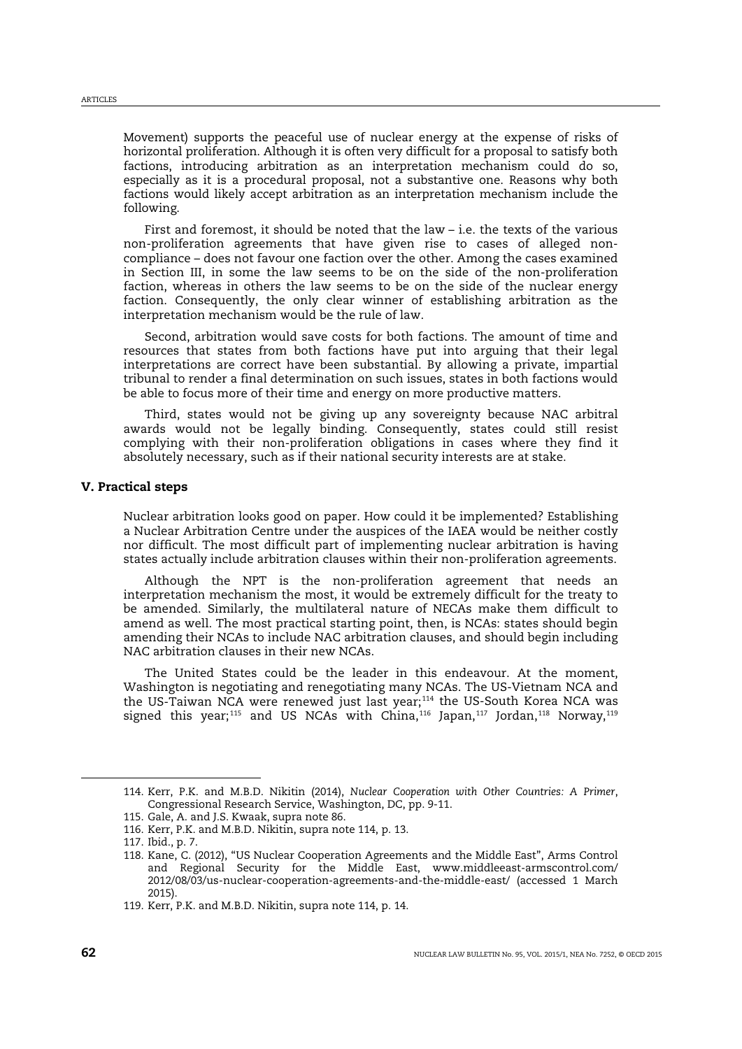Movement) supports the peaceful use of nuclear energy at the expense of risks of horizontal proliferation. Although it is often very difficult for a proposal to satisfy both factions, introducing arbitration as an interpretation mechanism could do so, especially as it is a procedural proposal, not a substantive one. Reasons why both factions would likely accept arbitration as an interpretation mechanism include the following.

First and foremost, it should be noted that the law – i.e. the texts of the various non-proliferation agreements that have given rise to cases of alleged non-compliance – does not favour one faction over the other. Among the cases examined in Section III, in some the law seems to be on the side of the non-proliferation faction, whereas in others the law seems to be on the side of the nuclear energy faction. Consequently, the only clear winner of establishing arbitration as the interpretation mechanism would be the rule of law.

Second, arbitration would save costs for both factions. The amount of time and resources that states from both factions have put into arguing that their legal interpretations are correct have been substantial. By allowing a private, impartial tribunal to render a final determination on such issues, states in both factions would be able to focus more of their time and energy on more productive matters.

Third, states would not be giving up any sovereignty because NAC arbitral awards would not be legally binding. Consequently, states could still resist complying with their non-proliferation obligations in cases where they find it absolutely necessary, such as if their national security interests are at stake.

## V. Practical steps

Nuclear arbitration looks good on paper. How could it be implemented? Establishing a Nuclear Arbitration Centre under the auspices of the IAEA would be neither costly nor difficult. The most difficult part of implementing nuclear arbitration is having states actually include arbitration clauses within their non-proliferation agreements.

Although the NPT is the non-proliferation agreement that needs an interpretation mechanism the most, it would be extremely difficult for the treaty to be amended. Similarly, the multilateral nature of NECAs make them difficult to amend as well. The most practical starting point, then, is NCAs: states should begin amending their NCAs to include NAC arbitration clauses, and should begin including NAC arbitration clauses in their new NCAs.

The United States could be the leader in this endeavour. At the moment, Washington is negotiating and renegotiating many NCAs. The US-Vietnam NCA and the US-Taiwan NCA were renewed just last year;[114] the US-South Korea NCA was signed this year;[115] and US NCAs with China,[116] Japan,[117] Jordan,[118] Norway,[119]

---

114. Kerr, P.K. and M.B.D. Nikitin (2014), *Nuclear Cooperation with Other Countries: A Primer*, Congressional Research Service, Washington, DC, pp. 9-11.

115. Gale, A. and J.S. Kwaak, supra note 86.

116. Kerr, P.K. and M.B.D. Nikitin, supra note 114, p. 13.

117. Ibid., p. 7.

118. Kane, C. (2012), "US Nuclear Cooperation Agreements and the Middle East", Arms Control and Regional Security for the Middle East, www.middleeast-armscontrol.com/2012/08/03/us-nuclear-cooperation-agreements-and-the-middle-east/ (accessed 1 March 2015).

119. Kerr, P.K. and M.B.D. Nikitin, supra note 114, p. 14.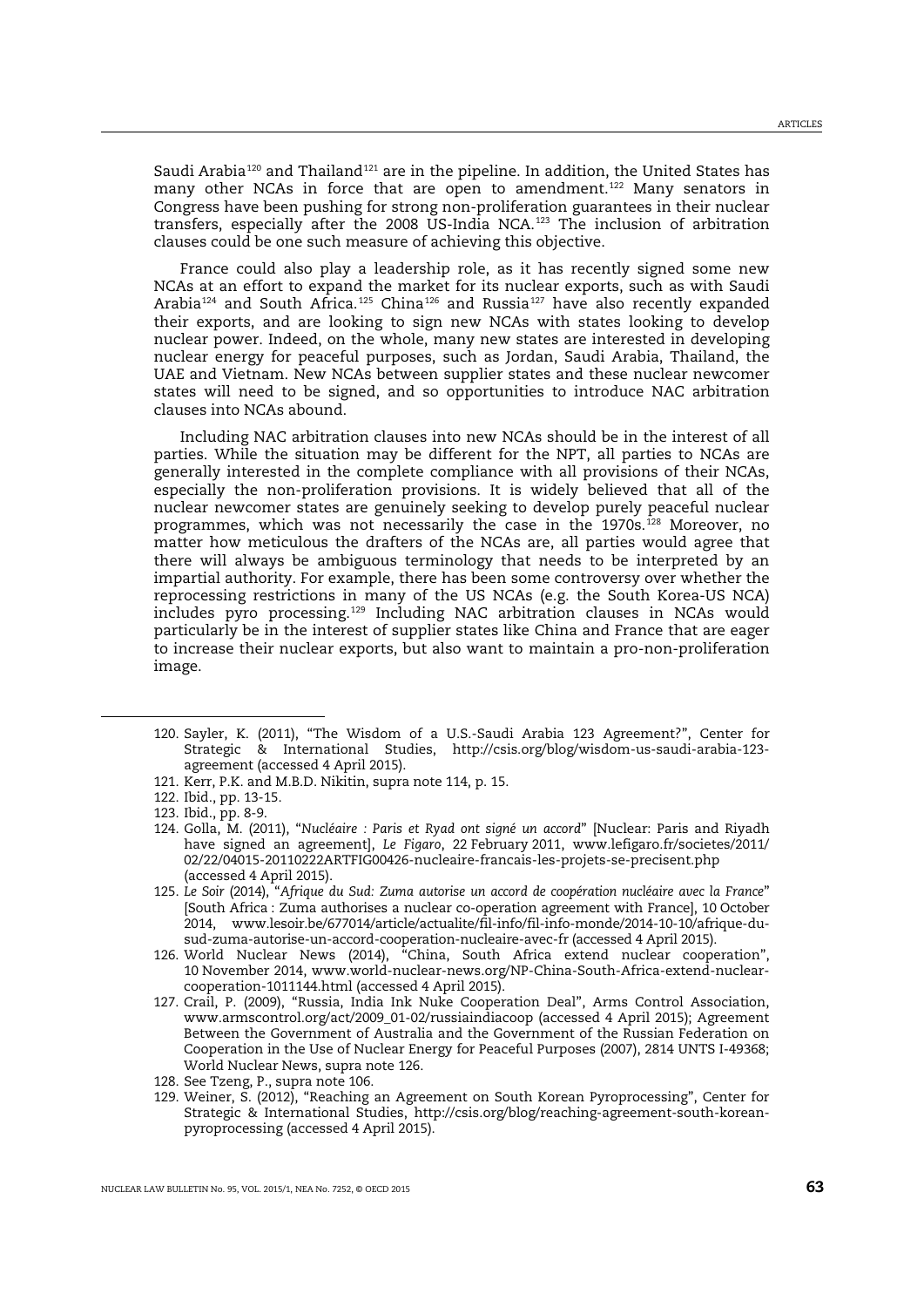Saudi Arabia[120] and Thailand[121] are in the pipeline. In addition, the United States has many other NCAs in force that are open to amendment.[122] Many senators in Congress have been pushing for strong non-proliferation guarantees in their nuclear transfers, especially after the 2008 US-India NCA.[123] The inclusion of arbitration clauses could be one such measure of achieving this objective.

France could also play a leadership role, as it has recently signed some new NCAs at an effort to expand the market for its nuclear exports, such as with Saudi Arabia[124] and South Africa.[125] China[126] and Russia[127] have also recently expanded their exports, and are looking to sign new NCAs with states looking to develop nuclear power. Indeed, on the whole, many new states are interested in developing nuclear energy for peaceful purposes, such as Jordan, Saudi Arabia, Thailand, the UAE and Vietnam. New NCAs between supplier states and these nuclear newcomer states will need to be signed, and so opportunities to introduce NAC arbitration clauses into NCAs abound.

Including NAC arbitration clauses into new NCAs should be in the interest of all parties. While the situation may be different for the NPT, all parties to NCAs are generally interested in the complete compliance with all provisions of their NCAs, especially the non-proliferation provisions. It is widely believed that all of the nuclear newcomer states are genuinely seeking to develop purely peaceful nuclear programmes, which was not necessarily the case in the 1970s.[128] Moreover, no matter how meticulous the drafters of the NCAs are, all parties would agree that there will always be ambiguous terminology that needs to be interpreted by an impartial authority. For example, there has been some controversy over whether the reprocessing restrictions in many of the US NCAs (e.g. the South Korea-US NCA) includes pyro processing.[129] Including NAC arbitration clauses in NCAs would particularly be in the interest of supplier states like China and France that are eager to increase their nuclear exports, but also want to maintain a pro-non-proliferation image.

---

120. Sayler, K. (2011), "The Wisdom of a U.S.-Saudi Arabia 123 Agreement?", Center for Strategic & International Studies, http://csis.org/blog/wisdom-us-saudi-arabia-123-agreement (accessed 4 April 2015).
121. Kerr, P.K. and M.B.D. Nikitin, supra note 114, p. 15.
122. Ibid., pp. 13-15.
123. Ibid., pp. 8-9.
124. Golla, M. (2011), "*Nucléaire : Paris et Ryad ont signé un accord*" [Nuclear: Paris and Riyadh have signed an agreement], *Le Figaro*, 22 February 2011, www.lefigaro.fr/societes/2011/02/22/04015-20110222ARTFIG00426-nucleaire-francais-les-projets-se-precisent.php (accessed 4 April 2015).
125. *Le Soir* (2014), "*Afrique du Sud: Zuma autorise un accord de coopération nucléaire avec la France*" [South Africa : Zuma authorises a nuclear co-operation agreement with France], 10 October 2014, www.lesoir.be/677014/article/actualite/fil-info/fil-info-monde/2014-10-10/afrique-du-sud-zuma-autorise-un-accord-cooperation-nucleaire-avec-fr (accessed 4 April 2015).
126. World Nuclear News (2014), "China, South Africa extend nuclear cooperation", 10 November 2014, www.world-nuclear-news.org/NP-China-South-Africa-extend-nuclear-cooperation-1011144.html (accessed 4 April 2015).
127. Crail, P. (2009), "Russia, India Ink Nuke Cooperation Deal", Arms Control Association, www.armscontrol.org/act/2009_01-02/russiaindiacoop (accessed 4 April 2015); Agreement Between the Government of Australia and the Government of the Russian Federation on Cooperation in the Use of Nuclear Energy for Peaceful Purposes (2007), 2814 UNTS I-49368; World Nuclear News, supra note 126.
128. See Tzeng, P., supra note 106.
129. Weiner, S. (2012), "Reaching an Agreement on South Korean Pyroprocessing", Center for Strategic & International Studies, http://csis.org/blog/reaching-agreement-south-korean-pyroprocessing (accessed 4 April 2015).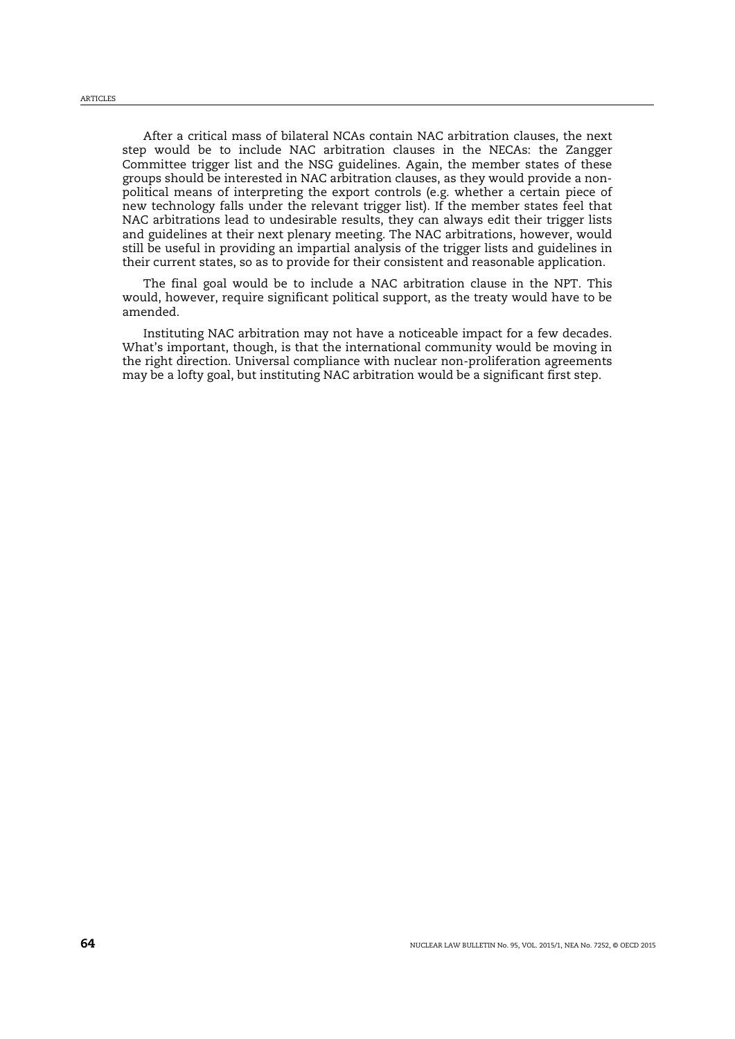After a critical mass of bilateral NCAs contain NAC arbitration clauses, the next step would be to include NAC arbitration clauses in the NECAs: the Zangger Committee trigger list and the NSG guidelines. Again, the member states of these groups should be interested in NAC arbitration clauses, as they would provide a non-political means of interpreting the export controls (e.g. whether a certain piece of new technology falls under the relevant trigger list). If the member states feel that NAC arbitrations lead to undesirable results, they can always edit their trigger lists and guidelines at their next plenary meeting. The NAC arbitrations, however, would still be useful in providing an impartial analysis of the trigger lists and guidelines in their current states, so as to provide for their consistent and reasonable application.

The final goal would be to include a NAC arbitration clause in the NPT. This would, however, require significant political support, as the treaty would have to be amended.

Instituting NAC arbitration may not have a noticeable impact for a few decades. What's important, though, is that the international community would be moving in the right direction. Universal compliance with nuclear non-proliferation agreements may be a lofty goal, but instituting NAC arbitration would be a significant first step.